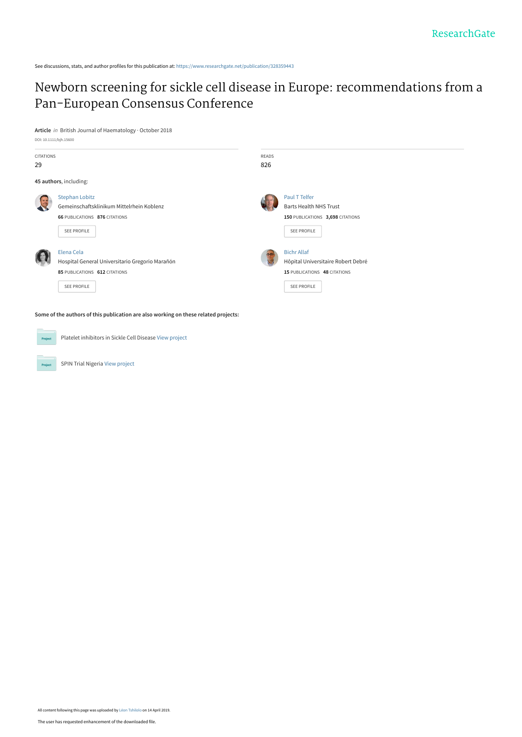ResearchGate

See discussions, stats, and author profiles for this publication at: https://www.researchgate.net/publication/328359443

# Newborn screening for sickle cell disease in Europe: recommendations from a Pan-European Consensus Conference

**Article** *in* British Journal of Haematology · October 2018

DOI: 10.1111/bjh.15600

CITATIONS
29

READS
826

**45 authors**, including:

Stephan Lobitz
Gemeinschaftsklinikum Mittelrhein Koblenz
**66** PUBLICATIONS **876** CITATIONS
SEE PROFILE

Paul T Telfer
Barts Health NHS Trust
**150** PUBLICATIONS **3,698** CITATIONS
SEE PROFILE

Elena Cela
Hospital General Universitario Gregorio Marañón
**85** PUBLICATIONS **612** CITATIONS
SEE PROFILE

Bichr Allaf
Hôpital Universitaire Robert Debré
**15** PUBLICATIONS **48** CITATIONS
SEE PROFILE

**Some of the authors of this publication are also working on these related projects:**

Platelet inhibitors in Sickle Cell Disease View project

SPIN Trial Nigeria View project

All content following this page was uploaded by Léon Tshilolo on 14 April 2019.

The user has requested enhancement of the downloaded file.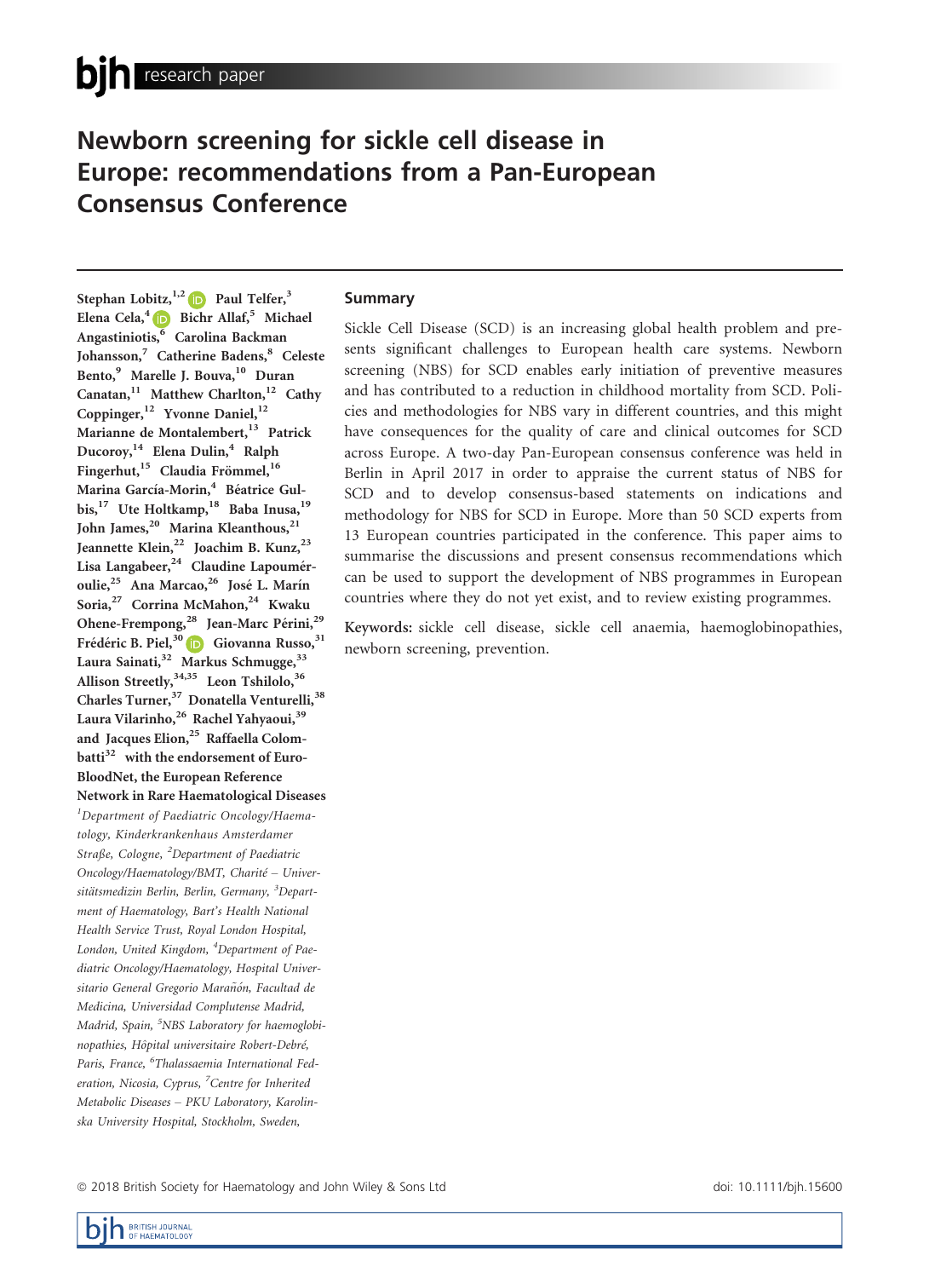# Newborn screening for sickle cell disease in Europe: recommendations from a Pan-European Consensus Conference

Stephan Lobitz,[1,2] Paul Telfer,[3] Elena Cela,[4] Bichr Allaf,[5] Michael Angastiniotis,[6] Carolina Backman Johansson,[7] Catherine Badens,[8] Celeste Bento,[9] Marelle J. Bouva,[10] Duran Canatan,[11] Matthew Charlton,[12] Cathy Coppinger,[12] Yvonne Daniel,[12] Marianne de Montalembert,[13] Patrick Ducoroy,[14] Elena Dulin,[4] Ralph Fingerhut,[15] Claudia Frömmel,[16] Marina García-Morin,[4] Béatrice Gulbis,[17] Ute Holtkamp,[18] Baba Inusa,[19] John James,[20] Marina Kleanthous,[21] Jeannette Klein,[22] Joachim B. Kunz,[23] Lisa Langabeer,[24] Claudine Lapouméroulie,[25] Ana Marcao,[26] José L. Marín Soria,[27] Corrina McMahon,[24] Kwaku Ohene-Frempong,[28] Jean-Marc Périni,[29] Frédéric B. Piel,[30] Giovanna Russo,[31] Laura Sainati,[32] Markus Schmugge,[33] Allison Streetly,[34,35] Leon Tshilolo,[36] Charles Turner,[37] Donatella Venturelli,[38] Laura Vilarinho,[26] Rachel Yahyaoui,[39] and Jacques Elion,[25] Raffaella Colombatti[32] with the endorsement of EuroBloodNet, the European Reference Network in Rare Haematological Diseases

[1]*Department of Paediatric Oncology/Haematology, Kinderkrankenhaus Amsterdamer Straße, Cologne,* [2]*Department of Paediatric Oncology/Haematology/BMT, Charité – Universitätsmedizin Berlin, Berlin, Germany,* [3]*Department of Haematology, Bart's Health National Health Service Trust, Royal London Hospital, London, United Kingdom,* [4]*Department of Paediatric Oncology/Haematology, Hospital Universitario General Gregorio Marañón, Facultad de Medicina, Universidad Complutense Madrid, Madrid, Spain,* [5]*NBS Laboratory for haemoglobinopathies, Hôpital universitaire Robert-Debré, Paris, France,* [6]*Thalassaemia International Federation, Nicosia, Cyprus,* [7]*Centre for Inherited Metabolic Diseases – PKU Laboratory, Karolinska University Hospital, Stockholm, Sweden,*

## Summary

Sickle Cell Disease (SCD) is an increasing global health problem and presents significant challenges to European health care systems. Newborn screening (NBS) for SCD enables early initiation of preventive measures and has contributed to a reduction in childhood mortality from SCD. Policies and methodologies for NBS vary in different countries, and this might have consequences for the quality of care and clinical outcomes for SCD across Europe. A two-day Pan-European consensus conference was held in Berlin in April 2017 in order to appraise the current status of NBS for SCD and to develop consensus-based statements on indications and methodology for NBS for SCD in Europe. More than 50 SCD experts from 13 European countries participated in the conference. This paper aims to summarise the discussions and present consensus recommendations which can be used to support the development of NBS programmes in European countries where they do not yet exist, and to review existing programmes.

**Keywords:** sickle cell disease, sickle cell anaemia, haemoglobinopathies, newborn screening, prevention.

© 2018 British Society for Haematology and John Wiley & Sons Ltd

doi: 10.1111/bjh.15600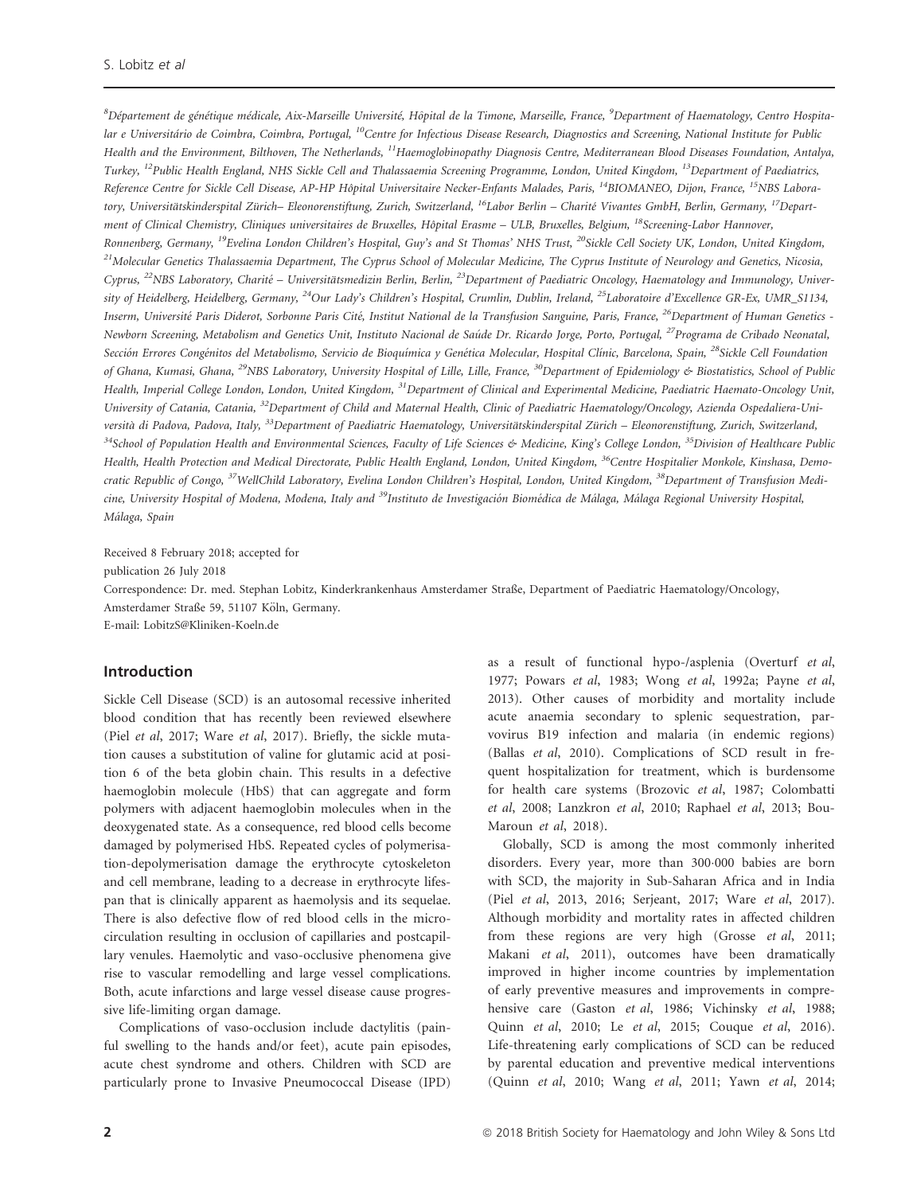[8]Département de génétique médicale, Aix-Marseille Université, Hôpital de la Timone, Marseille, France, [9]Department of Haematology, Centro Hospitalar e Universitário de Coimbra, Coimbra, Portugal, [10]Centre for Infectious Disease Research, Diagnostics and Screening, National Institute for Public Health and the Environment, Bilthoven, The Netherlands, [11]Haemoglobinopathy Diagnosis Centre, Mediterranean Blood Diseases Foundation, Antalya, Turkey, [12]Public Health England, NHS Sickle Cell and Thalassaemia Screening Programme, London, United Kingdom, [13]Department of Paediatrics, Reference Centre for Sickle Cell Disease, AP-HP Hôpital Universitaire Necker-Enfants Malades, Paris, [14]BIOMANEO, Dijon, France, [15]NBS Laboratory, Universitätskinderspital Zürich– Eleonorenstiftung, Zurich, Switzerland, [16]Labor Berlin – Charité Vivantes GmbH, Berlin, Germany, [17]Department of Clinical Chemistry, Cliniques universitaires de Bruxelles, Hôpital Erasme – ULB, Bruxelles, Belgium, [18]Screening-Labor Hannover, Ronnenberg, Germany, [19]Evelina London Children's Hospital, Guy's and St Thomas' NHS Trust, [20]Sickle Cell Society UK, London, United Kingdom, [21]Molecular Genetics Thalassaemia Department, The Cyprus School of Molecular Medicine, The Cyprus Institute of Neurology and Genetics, Nicosia, Cyprus, [22]NBS Laboratory, Charité – Universitätsmedizin Berlin, Berlin, [23]Department of Paediatric Oncology, Haematology and Immunology, University of Heidelberg, Heidelberg, Germany, [24]Our Lady's Children's Hospital, Crumlin, Dublin, Ireland, [25]Laboratoire d'Excellence GR-Ex, UMR_S1134, Inserm, Université Paris Diderot, Sorbonne Paris Cité, Institut National de la Transfusion Sanguine, Paris, France, [26]Department of Human Genetics - Newborn Screening, Metabolism and Genetics Unit, Instituto Nacional de Saúde Dr. Ricardo Jorge, Porto, Portugal, [27]Programa de Cribado Neonatal, Sección Errores Congénitos del Metabolismo, Servicio de Bioquímica y Genética Molecular, Hospital Clínic, Barcelona, Spain, [28]Sickle Cell Foundation of Ghana, Kumasi, Ghana, [29]NBS Laboratory, University Hospital of Lille, Lille, France, [30]Department of Epidemiology & Biostatistics, School of Public Health, Imperial College London, London, United Kingdom, [31]Department of Clinical and Experimental Medicine, Paediatric Haemato-Oncology Unit, University of Catania, Catania, [32]Department of Child and Maternal Health, Clinic of Paediatric Haematology/Oncology, Azienda Ospedaliera-Università di Padova, Padova, Italy, [33]Department of Paediatric Haematology, Universitätskinderspital Zürich – Eleonorenstiftung, Zurich, Switzerland, [34]School of Population Health and Environmental Sciences, Faculty of Life Sciences & Medicine, King's College London, [35]Division of Healthcare Public Health, Health Protection and Medical Directorate, Public Health England, London, United Kingdom, [36]Centre Hospitalier Monkole, Kinshasa, Democratic Republic of Congo, [37]WellChild Laboratory, Evelina London Children's Hospital, London, United Kingdom, [38]Department of Transfusion Medicine, University Hospital of Modena, Modena, Italy and [39]Instituto de Investigación Biomédica de Málaga, Málaga Regional University Hospital, Málaga, Spain

Received 8 February 2018; accepted for publication 26 July 2018

Correspondence: Dr. med. Stephan Lobitz, Kinderkrankenhaus Amsterdamer Straße, Department of Paediatric Haematology/Oncology, Amsterdamer Straße 59, 51107 Köln, Germany.
E-mail: LobitzS@Kliniken-Koeln.de

## Introduction

Sickle Cell Disease (SCD) is an autosomal recessive inherited blood condition that has recently been reviewed elsewhere (Piel *et al*, 2017; Ware *et al*, 2017). Briefly, the sickle mutation causes a substitution of valine for glutamic acid at position 6 of the beta globin chain. This results in a defective haemoglobin molecule (HbS) that can aggregate and form polymers with adjacent haemoglobin molecules when in the deoxygenated state. As a consequence, red blood cells become damaged by polymerised HbS. Repeated cycles of polymerisation-depolymerisation damage the erythrocyte cytoskeleton and cell membrane, leading to a decrease in erythrocyte lifespan that is clinically apparent as haemolysis and its sequelae. There is also defective flow of red blood cells in the microcirculation resulting in occlusion of capillaries and postcapillary venules. Haemolytic and vaso-occlusive phenomena give rise to vascular remodelling and large vessel complications. Both, acute infarctions and large vessel disease cause progressive life-limiting organ damage.

Complications of vaso-occlusion include dactylitis (painful swelling to the hands and/or feet), acute pain episodes, acute chest syndrome and others. Children with SCD are particularly prone to Invasive Pneumococcal Disease (IPD) as a result of functional hypo-/asplenia (Overturf *et al*, 1977; Powars *et al*, 1983; Wong *et al*, 1992a; Payne *et al*, 2013). Other causes of morbidity and mortality include acute anaemia secondary to splenic sequestration, parvovirus B19 infection and malaria (in endemic regions) (Ballas *et al*, 2010). Complications of SCD result in frequent hospitalization for treatment, which is burdensome for health care systems (Brozovic *et al*, 1987; Colombatti *et al*, 2008; Lanzkron *et al*, 2010; Raphael *et al*, 2013; Bou-Maroun *et al*, 2018).

Globally, SCD is among the most commonly inherited disorders. Every year, more than 300·000 babies are born with SCD, the majority in Sub-Saharan Africa and in India (Piel *et al*, 2013, 2016; Serjeant, 2017; Ware *et al*, 2017). Although morbidity and mortality rates in affected children from these regions are very high (Grosse *et al*, 2011; Makani *et al*, 2011), outcomes have been dramatically improved in higher income countries by implementation of early preventive measures and improvements in comprehensive care (Gaston *et al*, 1986; Vichinsky *et al*, 1988; Quinn *et al*, 2010; Le *et al*, 2015; Couque *et al*, 2016). Life-threatening early complications of SCD can be reduced by parental education and preventive medical interventions (Quinn *et al*, 2010; Wang *et al*, 2011; Yawn *et al*, 2014;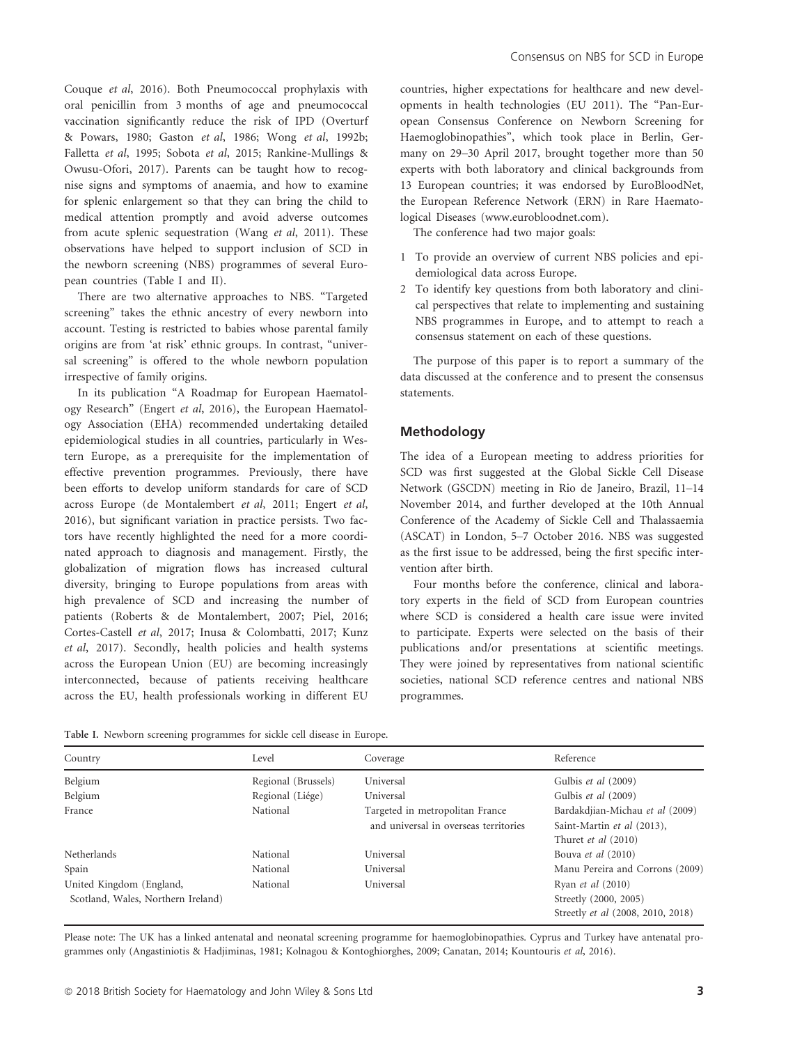Couque *et al*, 2016). Both Pneumococcal prophylaxis with oral penicillin from 3 months of age and pneumococcal vaccination significantly reduce the risk of IPD (Overturf & Powars, 1980; Gaston *et al*, 1986; Wong *et al*, 1992b; Falletta *et al*, 1995; Sobota *et al*, 2015; Rankine-Mullings & Owusu-Ofori, 2017). Parents can be taught how to recognise signs and symptoms of anaemia, and how to examine for splenic enlargement so that they can bring the child to medical attention promptly and avoid adverse outcomes from acute splenic sequestration (Wang *et al*, 2011). These observations have helped to support inclusion of SCD in the newborn screening (NBS) programmes of several European countries (Table I and II).

There are two alternative approaches to NBS. "Targeted screening" takes the ethnic ancestry of every newborn into account. Testing is restricted to babies whose parental family origins are from 'at risk' ethnic groups. In contrast, "universal screening" is offered to the whole newborn population irrespective of family origins.

In its publication "A Roadmap for European Haematology Research" (Engert *et al*, 2016), the European Haematology Association (EHA) recommended undertaking detailed epidemiological studies in all countries, particularly in Western Europe, as a prerequisite for the implementation of effective prevention programmes. Previously, there have been efforts to develop uniform standards for care of SCD across Europe (de Montalembert *et al*, 2011; Engert *et al*, 2016), but significant variation in practice persists. Two factors have recently highlighted the need for a more coordinated approach to diagnosis and management. Firstly, the globalization of migration flows has increased cultural diversity, bringing to Europe populations from areas with high prevalence of SCD and increasing the number of patients (Roberts & de Montalembert, 2007; Piel, 2016; Cortes-Castell *et al*, 2017; Inusa & Colombatti, 2017; Kunz *et al*, 2017). Secondly, health policies and health systems across the European Union (EU) are becoming increasingly interconnected, because of patients receiving healthcare across the EU, health professionals working in different EU countries, higher expectations for healthcare and new developments in health technologies (EU 2011). The "Pan-European Consensus Conference on Newborn Screening for Haemoglobinopathies", which took place in Berlin, Germany on 29–30 April 2017, brought together more than 50 experts with both laboratory and clinical backgrounds from 13 European countries; it was endorsed by EuroBloodNet, the European Reference Network (ERN) in Rare Haematological Diseases (www.eurobloodnet.com).

The conference had two major goals:

1. To provide an overview of current NBS policies and epidemiological data across Europe.
2. To identify key questions from both laboratory and clinical perspectives that relate to implementing and sustaining NBS programmes in Europe, and to attempt to reach a consensus statement on each of these questions.

The purpose of this paper is to report a summary of the data discussed at the conference and to present the consensus statements.

## Methodology

The idea of a European meeting to address priorities for SCD was first suggested at the Global Sickle Cell Disease Network (GSCDN) meeting in Rio de Janeiro, Brazil, 11–14 November 2014, and further developed at the 10th Annual Conference of the Academy of Sickle Cell and Thalassaemia (ASCAT) in London, 5–7 October 2016. NBS was suggested as the first issue to be addressed, being the first specific intervention after birth.

Four months before the conference, clinical and laboratory experts in the field of SCD from European countries where SCD is considered a health care issue were invited to participate. Experts were selected on the basis of their publications and/or presentations at scientific meetings. They were joined by representatives from national scientific societies, national SCD reference centres and national NBS programmes.

Table I. Newborn screening programmes for sickle cell disease in Europe.

| Country | Level | Coverage | Reference |
|---|---|---|---|
| Belgium | Regional (Brussels) | Universal | Gulbis *et al* (2009) |
| Belgium | Regional (Liége) | Universal | Gulbis *et al* (2009) |
| France | National | Targeted in metropolitan France and universal in overseas territories | Bardakdjian-Michau *et al* (2009) Saint-Martin *et al* (2013), Thuret *et al* (2010) |
| Netherlands | National | Universal | Bouva *et al* (2010) |
| Spain | National | Universal | Manu Pereira and Corrons (2009) |
| United Kingdom (England, Scotland, Wales, Northern Ireland) | National | Universal | Ryan *et al* (2010) Streetly (2000, 2005) Streetly *et al* (2008, 2010, 2018) |

Please note: The UK has a linked antenatal and neonatal screening programme for haemoglobinopathies. Cyprus and Turkey have antenatal programmes only (Angastiniotis & Hadjiminas, 1981; Kolnagou & Kontoghiorghes, 2009; Canatan, 2014; Kountouris *et al*, 2016).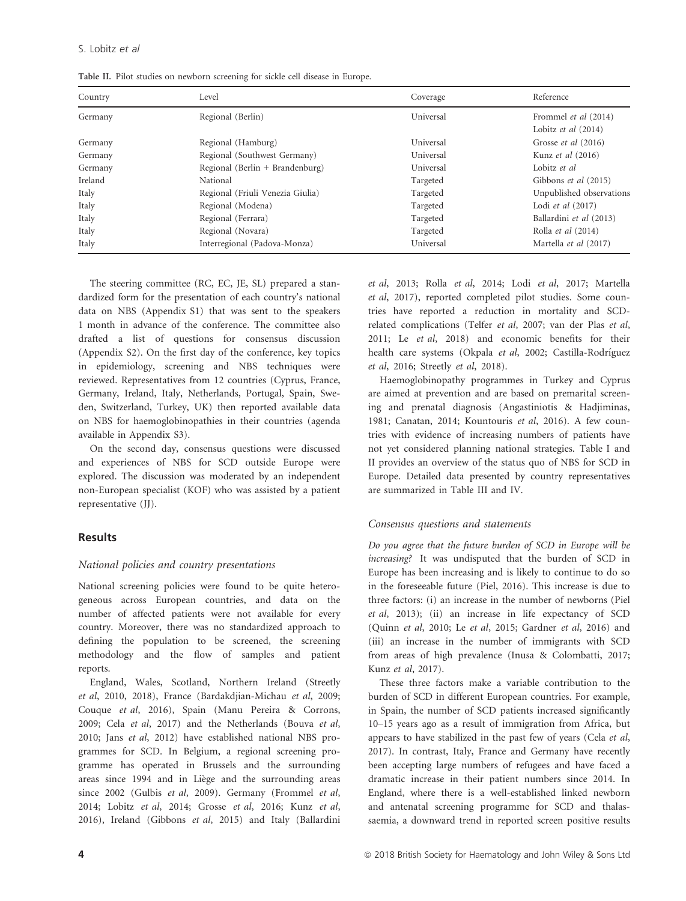Table II. Pilot studies on newborn screening for sickle cell disease in Europe.

| Country | Level | Coverage | Reference |
| --- | --- | --- | --- |
| Germany | Regional (Berlin) | Universal | Frommel *et al* (2014) Lobitz *et al* (2014) |
| Germany | Regional (Hamburg) | Universal | Grosse *et al* (2016) |
| Germany | Regional (Southwest Germany) | Universal | Kunz *et al* (2016) |
| Germany | Regional (Berlin + Brandenburg) | Universal | Lobitz *et al* |
| Ireland | National | Targeted | Gibbons *et al* (2015) |
| Italy | Regional (Friuli Venezia Giulia) | Targeted | Unpublished observations |
| Italy | Regional (Modena) | Targeted | Lodi *et al* (2017) |
| Italy | Regional (Ferrara) | Targeted | Ballardini *et al* (2013) |
| Italy | Regional (Novara) | Targeted | Rolla *et al* (2014) |
| Italy | Interregional (Padova-Monza) | Universal | Martella *et al* (2017) |

The steering committee (RC, EC, JE, SL) prepared a standardized form for the presentation of each country's national data on NBS (Appendix S1) that was sent to the speakers 1 month in advance of the conference. The committee also drafted a list of questions for consensus discussion (Appendix S2). On the first day of the conference, key topics in epidemiology, screening and NBS techniques were reviewed. Representatives from 12 countries (Cyprus, France, Germany, Ireland, Italy, Netherlands, Portugal, Spain, Sweden, Switzerland, Turkey, UK) then reported available data on NBS for haemoglobinopathies in their countries (agenda available in Appendix S3).

On the second day, consensus questions were discussed and experiences of NBS for SCD outside Europe were explored. The discussion was moderated by an independent non-European specialist (KOF) who was assisted by a patient representative (JJ).

## Results

### National policies and country presentations

National screening policies were found to be quite heterogeneous across European countries, and data on the number of affected patients were not available for every country. Moreover, there was no standardized approach to defining the population to be screened, the screening methodology and the flow of samples and patient reports.

England, Wales, Scotland, Northern Ireland (Streetly *et al*, 2010, 2018), France (Bardakdjian-Michau *et al*, 2009; Couque *et al*, 2016), Spain (Manu Pereira & Corrons, 2009; Cela *et al*, 2017) and the Netherlands (Bouva *et al*, 2010; Jans *et al*, 2012) have established national NBS programmes for SCD. In Belgium, a regional screening programme has operated in Brussels and the surrounding areas since 1994 and in Liège and the surrounding areas since 2002 (Gulbis *et al*, 2009). Germany (Frommel *et al*, 2014; Lobitz *et al*, 2014; Grosse *et al*, 2016; Kunz *et al*, 2016), Ireland (Gibbons *et al*, 2015) and Italy (Ballardini *et al*, 2013; Rolla *et al*, 2014; Lodi *et al*, 2017; Martella *et al*, 2017), reported completed pilot studies. Some countries have reported a reduction in mortality and SCD-related complications (Telfer *et al*, 2007; van der Plas *et al*, 2011; Le *et al*, 2018) and economic benefits for their health care systems (Okpala *et al*, 2002; Castilla-Rodríguez *et al*, 2016; Streetly *et al*, 2018).

Haemoglobinopathy programmes in Turkey and Cyprus are aimed at prevention and are based on premarital screening and prenatal diagnosis (Angastiniotis & Hadjiminas, 1981; Canatan, 2014; Kountouris *et al*, 2016). A few countries with evidence of increasing numbers of patients have not yet considered planning national strategies. Table I and II provides an overview of the status quo of NBS for SCD in Europe. Detailed data presented by country representatives are summarized in Table III and IV.

### Consensus questions and statements

*Do you agree that the future burden of SCD in Europe will be increasing?* It was undisputed that the burden of SCD in Europe has been increasing and is likely to continue to do so in the foreseeable future (Piel, 2016). This increase is due to three factors: (i) an increase in the number of newborns (Piel *et al*, 2013); (ii) an increase in life expectancy of SCD (Quinn *et al*, 2010; Le *et al*, 2015; Gardner *et al*, 2016) and (iii) an increase in the number of immigrants with SCD from areas of high prevalence (Inusa & Colombatti, 2017; Kunz *et al*, 2017).

These three factors make a variable contribution to the burden of SCD in different European countries. For example, in Spain, the number of SCD patients increased significantly 10–15 years ago as a result of immigration from Africa, but appears to have stabilized in the past few of years (Cela *et al*, 2017). In contrast, Italy, France and Germany have recently been accepting large numbers of refugees and have faced a dramatic increase in their patient numbers since 2014. In England, where there is a well-established linked newborn and antenatal screening programme for SCD and thalassaemia, a downward trend in reported screen positive results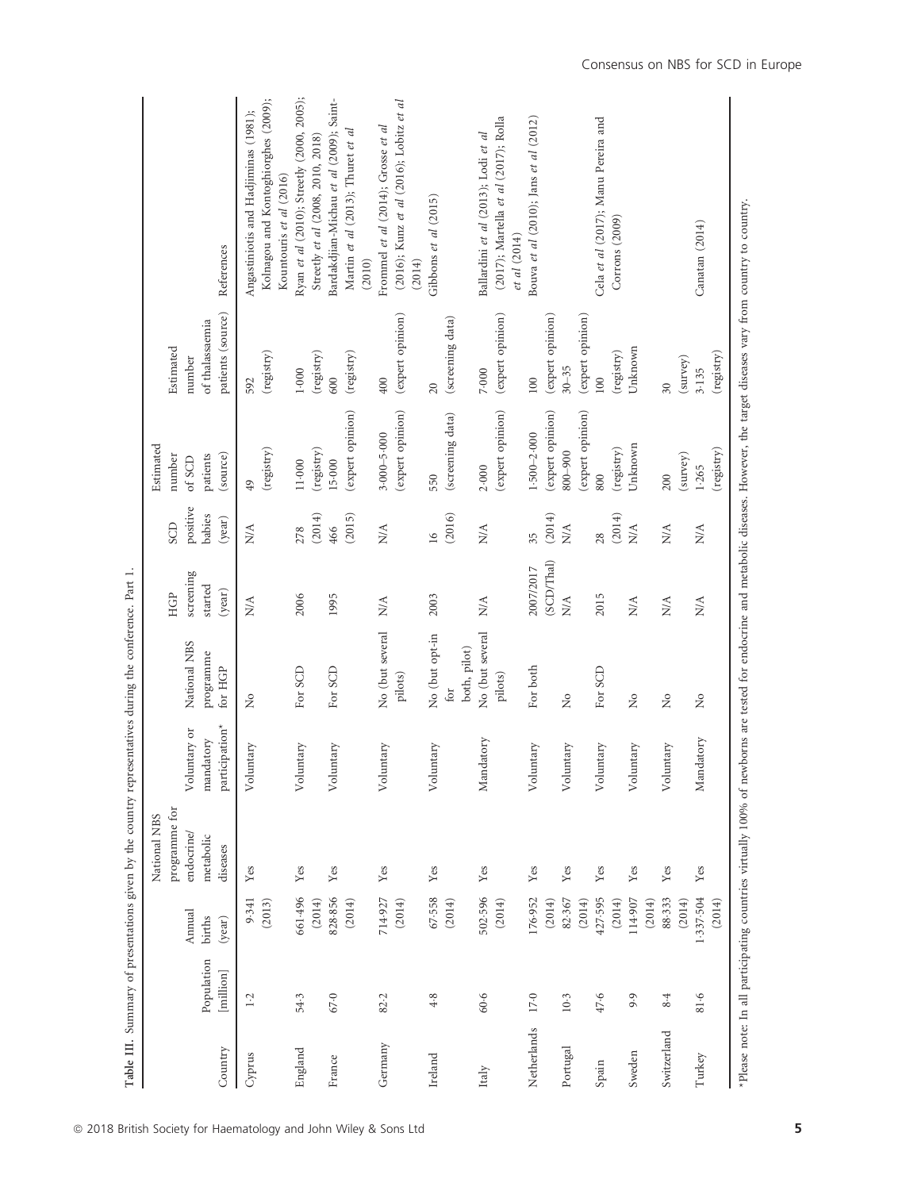**Table III.** Summary of presentations given by the country representatives during the conference. Part 1.

| Country | Population [million] | Annual births (year) | National NBS programme for endocrine/ metabolic diseases | Voluntary or mandatory participation* | National NBS programme for HGP | HGP screening started (year) | SCD positive babies (year) | Estimated number of SCD patients (source) | Estimated number of thalassaemia patients (source) | References |
|---|---|---|---|---|---|---|---|---|---|---|
| Cyprus | 1·2 | 9·341 (2013) | Yes | Voluntary | No | N/A | N/A | 49 (registry) | 592 (registry) | Angastiniotis and Hadjiminas (1981); Kolnagou and Kontoghiorghes (2009); Kountouris *et al* (2016) |
| England | 54·3 | 661·496 (2014) | Yes | Voluntary | For SCD | 2006 | 278 (2014) | 11·000 (registry) | 1·000 (registry) | Ryan *et al* (2010); Streetly (2000, 2005); Streetly *et al* (2008, 2010, 2018) |
| France | 67·0 | 828·856 (2014) | Yes | Voluntary | For SCD | 1995 | 466 (2015) | 15·000 (expert opinion) | 600 (registry) | Bardakdjian-Michau *et al* (2009); Saint-Martin *et al* (2013); Thuret *et al* (2010) |
| Germany | 82·2 | 714·927 (2014) | Yes | Voluntary | No (but several pilots) | N/A | N/A | 3·000–5·000 (expert opinion) | 400 (expert opinion) | Frommel *et al* (2014); Grosse *et al* (2016); Kunz *et al* (2016); Lobitz *et al* (2014) |
| Ireland | 4·8 | 67·558 (2014) | Yes | Voluntary | No (but opt-in for both, pilot) | 2003 | 16 (2016) | 550 (screening data) | 20 (screening data) | Gibbons *et al* (2015) |
| Italy | 60·6 | 502·596 (2014) | Yes | Mandatory | No (but several pilots) | N/A | N/A | 2·000 (expert opinion) | 7·000 (expert opinion) | Ballardini *et al* (2013); Lodi *et al* (2017); Martella *et al* (2017); Rolla *et al* (2014) |
| Netherlands | 17·0 | 176·952 (2014) | Yes | Voluntary | For both | 2007/2017 (SCD/Thal) | 35 (2014) | 1·500–2·000 (expert opinion) | 100 (expert opinion) | Bouva *et al* (2010); Jans *et al* (2012) |
| Portugal | 10·3 | 82·367 (2014) | Yes | Voluntary | No | N/A | N/A | 800–900 (expert opinion) | 30–35 (expert opinion) | |
| Spain | 47·6 | 427·595 (2014) | Yes | Voluntary | For SCD | 2015 | 28 (2014) | 800 (registry) | 100 (registry) | Cela *et al* (2017); Manu Pereira and Corrons (2009) |
| Sweden | 9·9 | 114·907 (2014) | Yes | Voluntary | No | N/A | N/A | Unknown | Unknown | |
| Switzerland | 8·4 | 88·333 (2014) | Yes | Voluntary | No | N/A | N/A | 200 (survey) | 30 (survey) | |
| Turkey | 81·6 | 1·337·504 (2014) | Yes | Mandatory | No | N/A | N/A | 1·265 (registry) | 3·135 (registry) | Canatan (2014) |

*Please note: In all participating countries virtually 100% of newborns are tested for endocrine and metabolic diseases. However, the target diseases vary from country to country.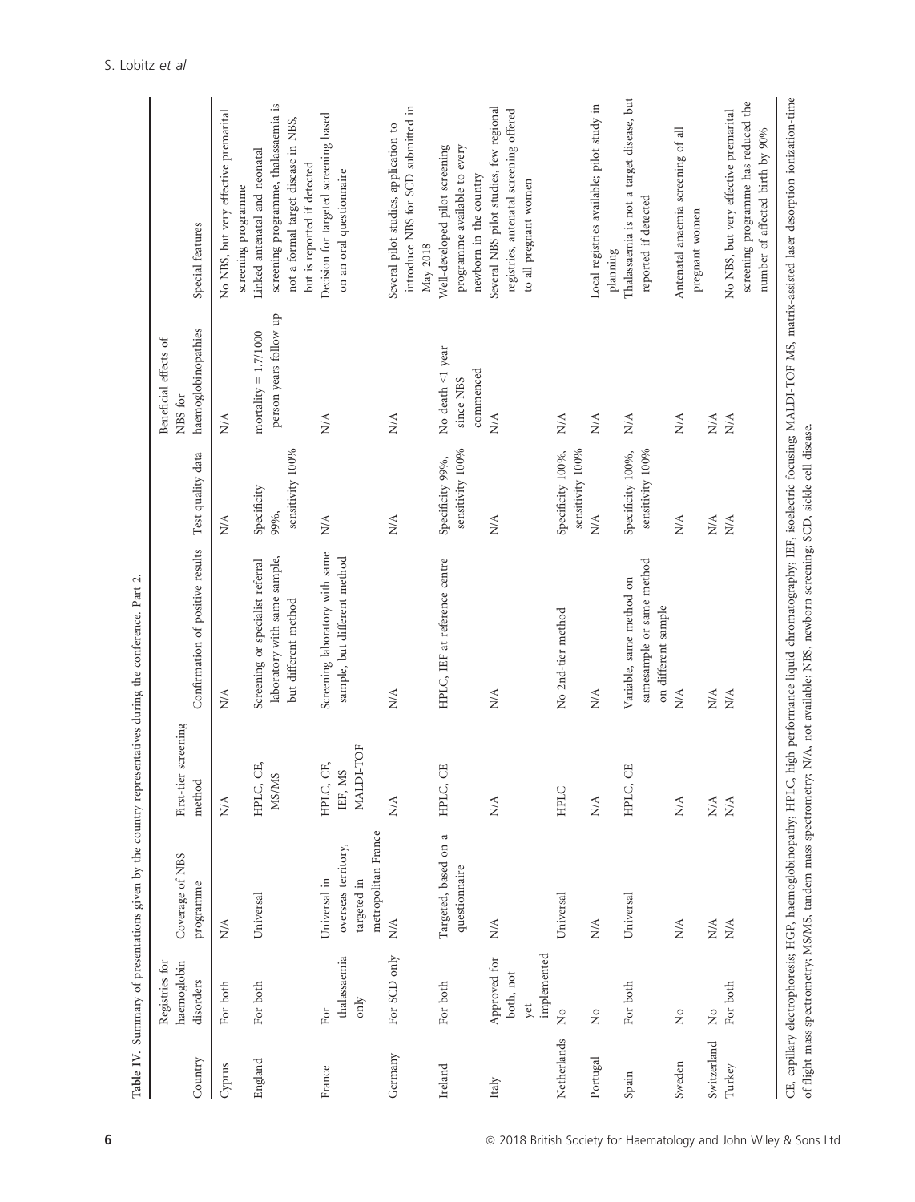**Table IV.** Summary of presentations given by the country representatives during the conference. Part 2.

| Country | Registries for haemoglobin disorders | Coverage of NBS programme | First-tier screening method | Confirmation of positive results | Test quality data | Beneficial effects of NBS for haemoglobinopathies | Special features |
|---|---|---|---|---|---|---|---|
| Cyprus | For both | N/A | N/A | N/A | N/A | N/A | No NBS, but very effective premarital screening programme |
| England | For both | Universal | HPLC, CE, MS/MS | Screening or specialist referral laboratory with same sample, but different method | Specificity 99%, sensitivity 100% | mortality = 1.7/1000 person years follow-up | Linked antenatal and neonatal screening programme, thalassaemia is not a formal target disease in NBS, but is reported if detected |
| France | For thalassaemia only | Universal in overseas territory, targeted in metropolitan France | HPLC, CE, IEF, MS MALDI-TOF | Screening laboratory with same sample, but different method | N/A | N/A | Decision for targeted screening based on an oral questionnaire |
| Germany | For SCD only | N/A | N/A | N/A | N/A | N/A | Several pilot studies, application to introduce NBS for SCD submitted in May 2018 |
| Ireland | For both | Targeted, based on a questionnaire | HPLC, CE | HPLC, IEF at reference centre | Specificity 99%, sensitivity 100% | No death <1 year since NBS commenced | Well-developed pilot screening programme available to every newborn in the country |
| Italy | Approved for both, not yet implemented | N/A | N/A | N/A | N/A | N/A | Several NBS pilot studies, few regional registries, antenatal screening offered to all pregnant women |
| Netherlands | No | Universal | HPLC | No 2nd-tier method | Specificity 100%, sensitivity 100% | N/A | |
| Portugal | No | N/A | N/A | N/A | N/A | N/A | Local registries available; pilot study in planning |
| Spain | For both | Universal | HPLC, CE | Variable, same method on samesample or same method on different sample | Specificity 100%, sensitivity 100% | N/A | Thalassaemia is not a target disease, but reported if detected |
| Sweden | No | N/A | N/A | N/A | N/A | N/A | Antenatal anaemia screening of all pregnant women |
| Switzerland | No | N/A | N/A | N/A | N/A | N/A | |
| Turkey | For both | N/A | N/A | N/A | N/A | N/A | No NBS, but very effective premarital screening programme has reduced the number of affected birth by 90% |

CE, capillary electrophoresis; HGP, haemoglobinopathy; HPLC, high performance liquid chromatography; IEF, isoelectric focusing; MALDI-TOF MS, matrix-assisted laser desorption ionization-time of flight mass spectrometry; MS/MS, tandem mass spectrometry; N/A, not available; NBS, newborn screening; SCD, sickle cell disease.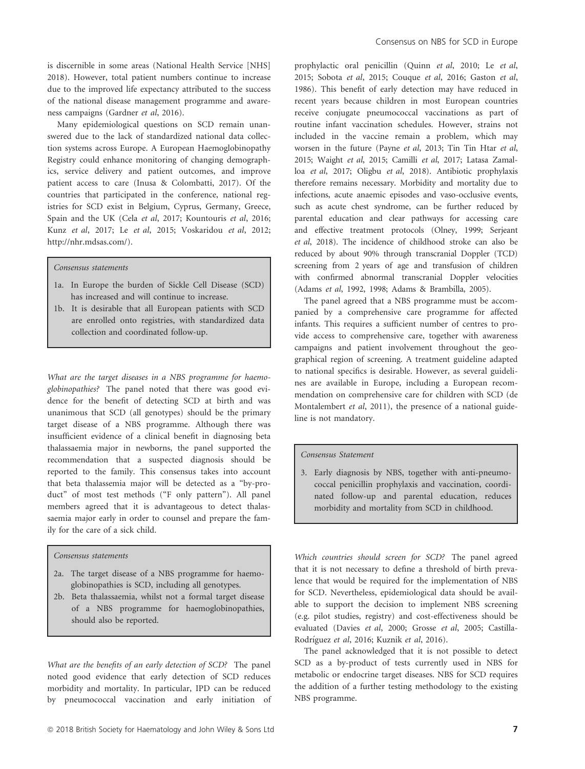is discernible in some areas (National Health Service [NHS] 2018). However, total patient numbers continue to increase due to the improved life expectancy attributed to the success of the national disease management programme and awareness campaigns (Gardner *et al*, 2016).

Many epidemiological questions on SCD remain unanswered due to the lack of standardized national data collection systems across Europe. A European Haemoglobinopathy Registry could enhance monitoring of changing demographics, service delivery and patient outcomes, and improve patient access to care (Inusa & Colombatti, 2017). Of the countries that participated in the conference, national registries for SCD exist in Belgium, Cyprus, Germany, Greece, Spain and the UK (Cela *et al*, 2017; Kountouris *et al*, 2016; Kunz *et al*, 2017; Le *et al*, 2015; Voskaridou *et al*, 2012; http://nhr.mdsas.com/).

> *Consensus statements*
>
> 1a. In Europe the burden of Sickle Cell Disease (SCD) has increased and will continue to increase.
>
> 1b. It is desirable that all European patients with SCD are enrolled onto registries, with standardized data collection and coordinated follow-up.

*What are the target diseases in a NBS programme for haemoglobinopathies?* The panel noted that there was good evidence for the benefit of detecting SCD at birth and was unanimous that SCD (all genotypes) should be the primary target disease of a NBS programme. Although there was insufficient evidence of a clinical benefit in diagnosing beta thalassaemia major in newborns, the panel supported the recommendation that a suspected diagnosis should be reported to the family. This consensus takes into account that beta thalassemia major will be detected as a "by-product" of most test methods ("F only pattern"). All panel members agreed that it is advantageous to detect thalassaemia major early in order to counsel and prepare the family for the care of a sick child.

> *Consensus statements*
>
> 2a. The target disease of a NBS programme for haemoglobinopathies is SCD, including all genotypes.
>
> 2b. Beta thalassaemia, whilst not a formal target disease of a NBS programme for haemoglobinopathies, should also be reported.

*What are the benefits of an early detection of SCD?* The panel noted good evidence that early detection of SCD reduces morbidity and mortality. In particular, IPD can be reduced by pneumococcal vaccination and early initiation of prophylactic oral penicillin (Quinn *et al*, 2010; Le *et al*, 2015; Sobota *et al*, 2015; Couque *et al*, 2016; Gaston *et al*, 1986). This benefit of early detection may have reduced in recent years because children in most European countries receive conjugate pneumococcal vaccinations as part of routine infant vaccination schedules. However, strains not included in the vaccine remain a problem, which may worsen in the future (Payne *et al*, 2013; Tin Tin Htar *et al*, 2015; Waight *et al*, 2015; Camilli *et al*, 2017; Latasa Zamalloa *et al*, 2017; Oligbu *et al*, 2018). Antibiotic prophylaxis therefore remains necessary. Morbidity and mortality due to infections, acute anaemic episodes and vaso-occlusive events, such as acute chest syndrome, can be further reduced by parental education and clear pathways for accessing care and effective treatment protocols (Olney, 1999; Serjeant *et al*, 2018). The incidence of childhood stroke can also be reduced by about 90% through transcranial Doppler (TCD) screening from 2 years of age and transfusion of children with confirmed abnormal transcranial Doppler velocities (Adams *et al*, 1992, 1998; Adams & Brambilla, 2005).

The panel agreed that a NBS programme must be accompanied by a comprehensive care programme for affected infants. This requires a sufficient number of centres to provide access to comprehensive care, together with awareness campaigns and patient involvement throughout the geographical region of screening. A treatment guideline adapted to national specifics is desirable. However, as several guidelines are available in Europe, including a European recommendation on comprehensive care for children with SCD (de Montalembert *et al*, 2011), the presence of a national guideline is not mandatory.

> *Consensus Statement*
>
> 3. Early diagnosis by NBS, together with anti-pneumococcal penicillin prophylaxis and vaccination, coordinated follow-up and parental education, reduces morbidity and mortality from SCD in childhood.

*Which countries should screen for SCD?* The panel agreed that it is not necessary to define a threshold of birth prevalence that would be required for the implementation of NBS for SCD. Nevertheless, epidemiological data should be available to support the decision to implement NBS screening (e.g. pilot studies, registry) and cost-effectiveness should be evaluated (Davies *et al*, 2000; Grosse *et al*, 2005; Castilla-Rodríguez *et al*, 2016; Kuznik *et al*, 2016).

The panel acknowledged that it is not possible to detect SCD as a by-product of tests currently used in NBS for metabolic or endocrine target diseases. NBS for SCD requires the addition of a further testing methodology to the existing NBS programme.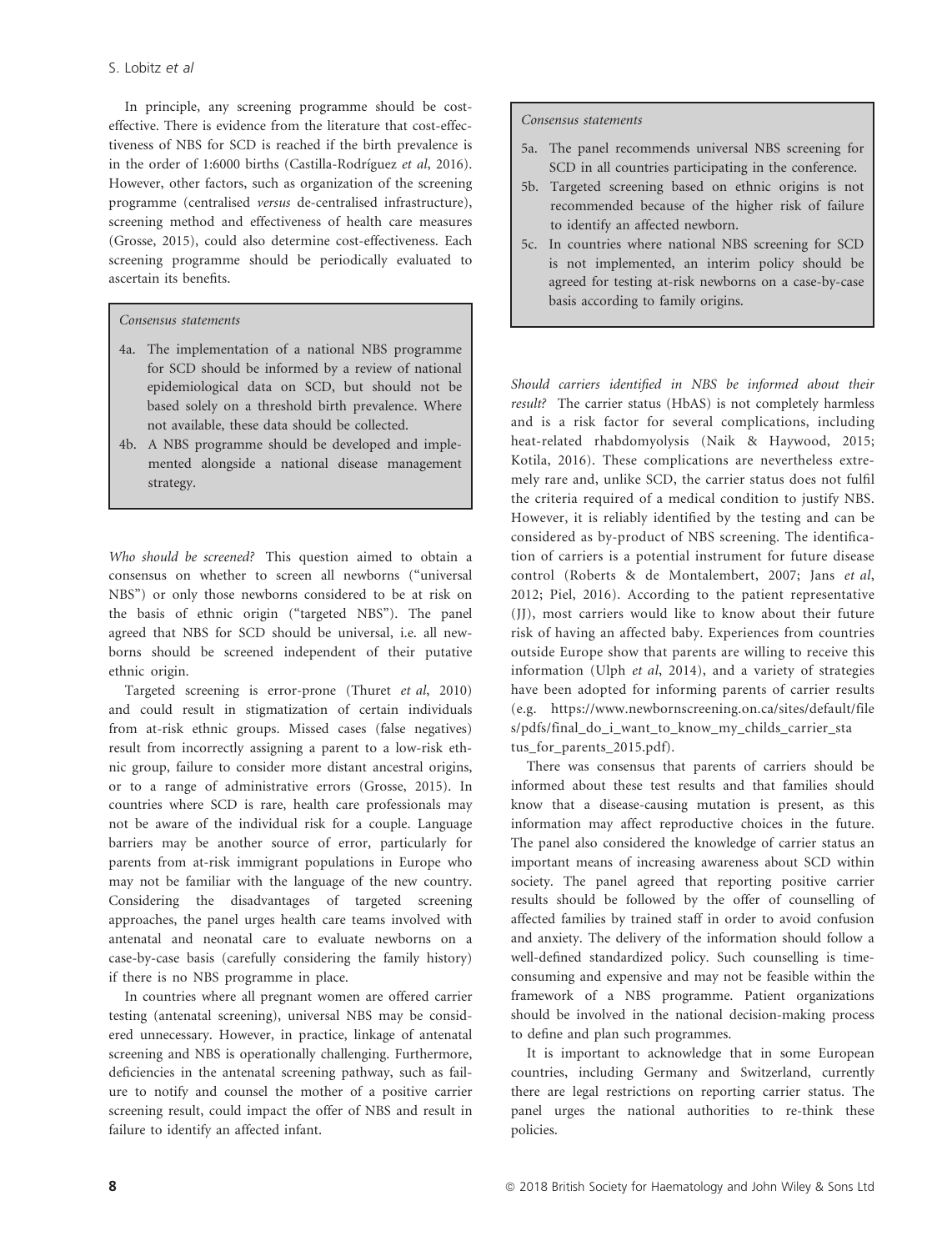In principle, any screening programme should be cost-effective. There is evidence from the literature that cost-effectiveness of NBS for SCD is reached if the birth prevalence is in the order of 1:6000 births (Castilla-Rodríguez *et al*, 2016). However, other factors, such as organization of the screening programme (centralised *versus* de-centralised infrastructure), screening method and effectiveness of health care measures (Grosse, 2015), could also determine cost-effectiveness. Each screening programme should be periodically evaluated to ascertain its benefits.

> *Consensus statements*
>
> 4a. The implementation of a national NBS programme for SCD should be informed by a review of national epidemiological data on SCD, but should not be based solely on a threshold birth prevalence. Where not available, these data should be collected.
>
> 4b. A NBS programme should be developed and implemented alongside a national disease management strategy.

*Who should be screened?* This question aimed to obtain a consensus on whether to screen all newborns ("universal NBS") or only those newborns considered to be at risk on the basis of ethnic origin ("targeted NBS"). The panel agreed that NBS for SCD should be universal, i.e. all newborns should be screened independent of their putative ethnic origin.

Targeted screening is error-prone (Thuret *et al*, 2010) and could result in stigmatization of certain individuals from at-risk ethnic groups. Missed cases (false negatives) result from incorrectly assigning a parent to a low-risk ethnic group, failure to consider more distant ancestral origins, or to a range of administrative errors (Grosse, 2015). In countries where SCD is rare, health care professionals may not be aware of the individual risk for a couple. Language barriers may be another source of error, particularly for parents from at-risk immigrant populations in Europe who may not be familiar with the language of the new country. Considering the disadvantages of targeted screening approaches, the panel urges health care teams involved with antenatal and neonatal care to evaluate newborns on a case-by-case basis (carefully considering the family history) if there is no NBS programme in place.

In countries where all pregnant women are offered carrier testing (antenatal screening), universal NBS may be considered unnecessary. However, in practice, linkage of antenatal screening and NBS is operationally challenging. Furthermore, deficiencies in the antenatal screening pathway, such as failure to notify and counsel the mother of a positive carrier screening result, could impact the offer of NBS and result in failure to identify an affected infant.

> *Consensus statements*
>
> 5a. The panel recommends universal NBS screening for SCD in all countries participating in the conference.
>
> 5b. Targeted screening based on ethnic origins is not recommended because of the higher risk of failure to identify an affected newborn.
>
> 5c. In countries where national NBS screening for SCD is not implemented, an interim policy should be agreed for testing at-risk newborns on a case-by-case basis according to family origins.

*Should carriers identified in NBS be informed about their result?* The carrier status (HbAS) is not completely harmless and is a risk factor for several complications, including heat-related rhabdomyolysis (Naik & Haywood, 2015; Kotila, 2016). These complications are nevertheless extremely rare and, unlike SCD, the carrier status does not fulfil the criteria required of a medical condition to justify NBS. However, it is reliably identified by the testing and can be considered as by-product of NBS screening. The identification of carriers is a potential instrument for future disease control (Roberts & de Montalembert, 2007; Jans *et al*, 2012; Piel, 2016). According to the patient representative (JJ), most carriers would like to know about their future risk of having an affected baby. Experiences from countries outside Europe show that parents are willing to receive this information (Ulph *et al*, 2014), and a variety of strategies have been adopted for informing parents of carrier results (e.g. https://www.newbornscreening.on.ca/sites/default/files/pdfs/final_do_i_want_to_know_my_childs_carrier_status_for_parents_2015.pdf).

There was consensus that parents of carriers should be informed about these test results and that families should know that a disease-causing mutation is present, as this information may affect reproductive choices in the future. The panel also considered the knowledge of carrier status an important means of increasing awareness about SCD within society. The panel agreed that reporting positive carrier results should be followed by the offer of counselling of affected families by trained staff in order to avoid confusion and anxiety. The delivery of the information should follow a well-defined standardized policy. Such counselling is time-consuming and expensive and may not be feasible within the framework of a NBS programme. Patient organizations should be involved in the national decision-making process to define and plan such programmes.

It is important to acknowledge that in some European countries, including Germany and Switzerland, currently there are legal restrictions on reporting carrier status. The panel urges the national authorities to re-think these policies.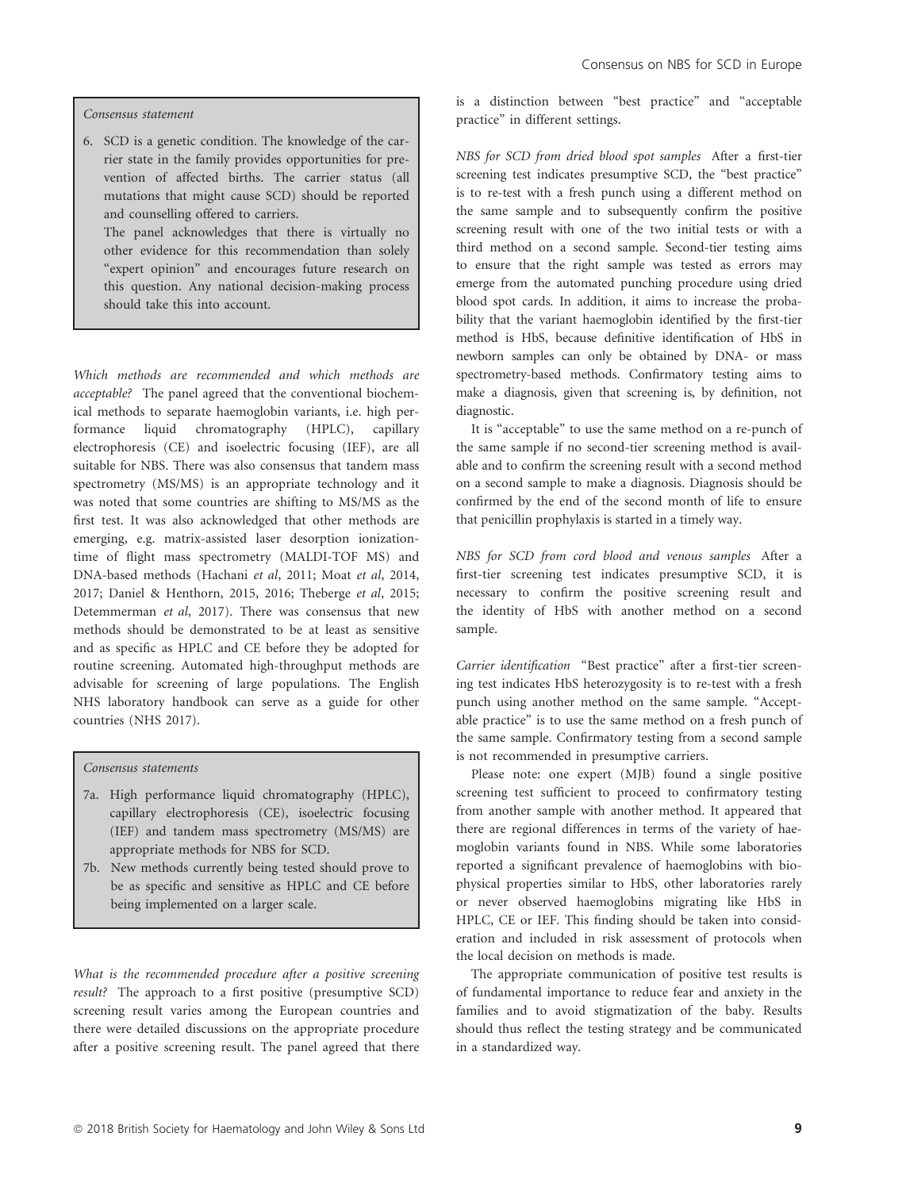> *Consensus statement*
>
> 6. SCD is a genetic condition. The knowledge of the carrier state in the family provides opportunities for prevention of affected births. The carrier status (all mutations that might cause SCD) should be reported and counselling offered to carriers.
>
> The panel acknowledges that there is virtually no other evidence for this recommendation than solely "expert opinion" and encourages future research on this question. Any national decision-making process should take this into account.

*Which methods are recommended and which methods are acceptable?* The panel agreed that the conventional biochemical methods to separate haemoglobin variants, i.e. high performance liquid chromatography (HPLC), capillary electrophoresis (CE) and isoelectric focusing (IEF), are all suitable for NBS. There was also consensus that tandem mass spectrometry (MS/MS) is an appropriate technology and it was noted that some countries are shifting to MS/MS as the first test. It was also acknowledged that other methods are emerging, e.g. matrix-assisted laser desorption ionization-time of flight mass spectrometry (MALDI-TOF MS) and DNA-based methods (Hachani *et al*, 2011; Moat *et al*, 2014, 2017; Daniel & Henthorn, 2015, 2016; Theberge *et al*, 2015; Detemmerman *et al*, 2017). There was consensus that new methods should be demonstrated to be at least as sensitive and as specific as HPLC and CE before they be adopted for routine screening. Automated high-throughput methods are advisable for screening of large populations. The English NHS laboratory handbook can serve as a guide for other countries (NHS 2017).

> *Consensus statements*
>
> 7a. High performance liquid chromatography (HPLC), capillary electrophoresis (CE), isoelectric focusing (IEF) and tandem mass spectrometry (MS/MS) are appropriate methods for NBS for SCD.
>
> 7b. New methods currently being tested should prove to be as specific and sensitive as HPLC and CE before being implemented on a larger scale.

*What is the recommended procedure after a positive screening result?* The approach to a first positive (presumptive SCD) screening result varies among the European countries and there were detailed discussions on the appropriate procedure after a positive screening result. The panel agreed that there is a distinction between "best practice" and "acceptable practice" in different settings.

*NBS for SCD from dried blood spot samples* After a first-tier screening test indicates presumptive SCD, the "best practice" is to re-test with a fresh punch using a different method on the same sample and to subsequently confirm the positive screening result with one of the two initial tests or with a third method on a second sample. Second-tier testing aims to ensure that the right sample was tested as errors may emerge from the automated punching procedure using dried blood spot cards. In addition, it aims to increase the probability that the variant haemoglobin identified by the first-tier method is HbS, because definitive identification of HbS in newborn samples can only be obtained by DNA- or mass spectrometry-based methods. Confirmatory testing aims to make a diagnosis, given that screening is, by definition, not diagnostic.

It is "acceptable" to use the same method on a re-punch of the same sample if no second-tier screening method is available and to confirm the screening result with a second method on a second sample to make a diagnosis. Diagnosis should be confirmed by the end of the second month of life to ensure that penicillin prophylaxis is started in a timely way.

*NBS for SCD from cord blood and venous samples* After a first-tier screening test indicates presumptive SCD, it is necessary to confirm the positive screening result and the identity of HbS with another method on a second sample.

*Carrier identification* "Best practice" after a first-tier screening test indicates HbS heterozygosity is to re-test with a fresh punch using another method on the same sample. "Acceptable practice" is to use the same method on a fresh punch of the same sample. Confirmatory testing from a second sample is not recommended in presumptive carriers.

Please note: one expert (MJB) found a single positive screening test sufficient to proceed to confirmatory testing from another sample with another method. It appeared that there are regional differences in terms of the variety of haemoglobin variants found in NBS. While some laboratories reported a significant prevalence of haemoglobins with biophysical properties similar to HbS, other laboratories rarely or never observed haemoglobins migrating like HbS in HPLC, CE or IEF. This finding should be taken into consideration and included in risk assessment of protocols when the local decision on methods is made.

The appropriate communication of positive test results is of fundamental importance to reduce fear and anxiety in the families and to avoid stigmatization of the baby. Results should thus reflect the testing strategy and be communicated in a standardized way.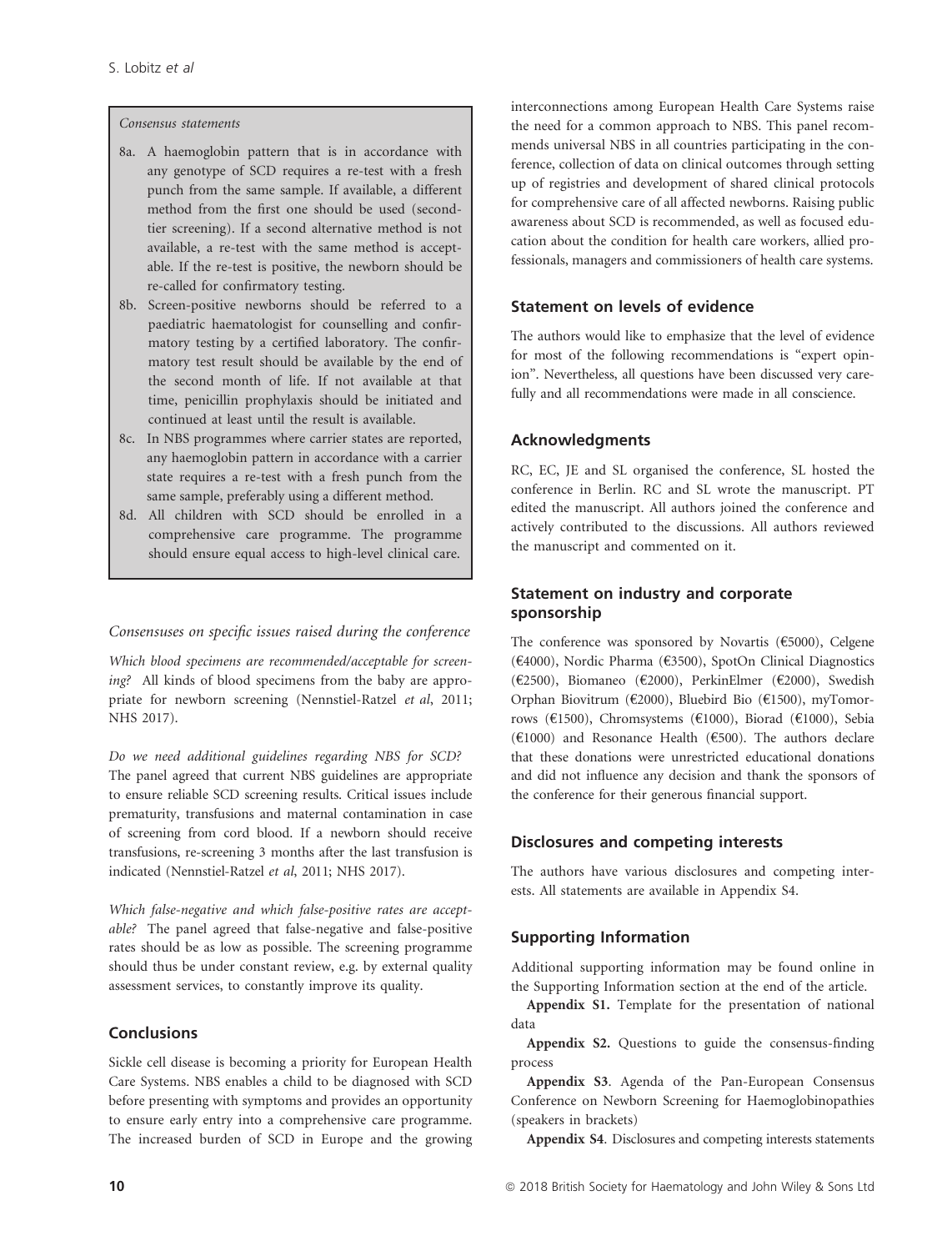*Consensus statements*

- 8a. A haemoglobin pattern that is in accordance with any genotype of SCD requires a re-test with a fresh punch from the same sample. If available, a different method from the first one should be used (second-tier screening). If a second alternative method is not available, a re-test with the same method is acceptable. If the re-test is positive, the newborn should be re-called for confirmatory testing.
- 8b. Screen-positive newborns should be referred to a paediatric haematologist for counselling and confirmatory testing by a certified laboratory. The confirmatory test result should be available by the end of the second month of life. If not available at that time, penicillin prophylaxis should be initiated and continued at least until the result is available.
- 8c. In NBS programmes where carrier states are reported, any haemoglobin pattern in accordance with a carrier state requires a re-test with a fresh punch from the same sample, preferably using a different method.
- 8d. All children with SCD should be enrolled in a comprehensive care programme. The programme should ensure equal access to high-level clinical care.

*Consensuses on specific issues raised during the conference*

*Which blood specimens are recommended/acceptable for screening?* All kinds of blood specimens from the baby are appropriate for newborn screening (Nennstiel-Ratzel *et al*, 2011; NHS 2017).

*Do we need additional guidelines regarding NBS for SCD?* The panel agreed that current NBS guidelines are appropriate to ensure reliable SCD screening results. Critical issues include prematurity, transfusions and maternal contamination in case of screening from cord blood. If a newborn should receive transfusions, re-screening 3 months after the last transfusion is indicated (Nennstiel-Ratzel *et al*, 2011; NHS 2017).

*Which false-negative and which false-positive rates are acceptable?* The panel agreed that false-negative and false-positive rates should be as low as possible. The screening programme should thus be under constant review, e.g. by external quality assessment services, to constantly improve its quality.

## Conclusions

Sickle cell disease is becoming a priority for European Health Care Systems. NBS enables a child to be diagnosed with SCD before presenting with symptoms and provides an opportunity to ensure early entry into a comprehensive care programme. The increased burden of SCD in Europe and the growing interconnections among European Health Care Systems raise the need for a common approach to NBS. This panel recommends universal NBS in all countries participating in the conference, collection of data on clinical outcomes through setting up of registries and development of shared clinical protocols for comprehensive care of all affected newborns. Raising public awareness about SCD is recommended, as well as focused education about the condition for health care workers, allied professionals, managers and commissioners of health care systems.

## Statement on levels of evidence

The authors would like to emphasize that the level of evidence for most of the following recommendations is "expert opinion". Nevertheless, all questions have been discussed very carefully and all recommendations were made in all conscience.

## Acknowledgments

RC, EC, JE and SL organised the conference, SL hosted the conference in Berlin. RC and SL wrote the manuscript. PT edited the manuscript. All authors joined the conference and actively contributed to the discussions. All authors reviewed the manuscript and commented on it.

## Statement on industry and corporate sponsorship

The conference was sponsored by Novartis (€5000), Celgene (€4000), Nordic Pharma (€3500), SpotOn Clinical Diagnostics (€2500), Biomaneo (€2000), PerkinElmer (€2000), Swedish Orphan Biovitrum (€2000), Bluebird Bio (€1500), myTomorrows (€1500), Chromsystems (€1000), Biorad (€1000), Sebia (€1000) and Resonance Health (€500). The authors declare that these donations were unrestricted educational donations and did not influence any decision and thank the sponsors of the conference for their generous financial support.

## Disclosures and competing interests

The authors have various disclosures and competing interests. All statements are available in Appendix S4.

## Supporting Information

Additional supporting information may be found online in the Supporting Information section at the end of the article.

**Appendix S1.** Template for the presentation of national data

**Appendix S2.** Questions to guide the consensus-finding process

**Appendix S3**. Agenda of the Pan-European Consensus Conference on Newborn Screening for Haemoglobinopathies (speakers in brackets)

**Appendix S4**. Disclosures and competing interests statements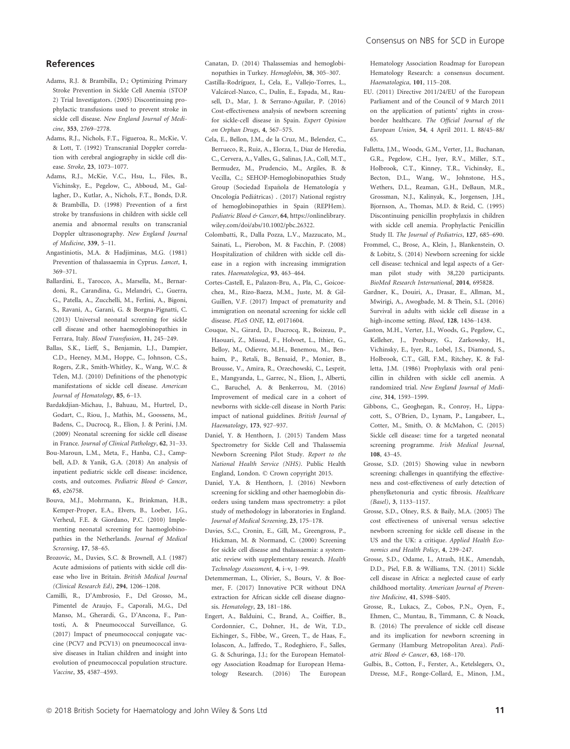## References

Adams, R.J. & Brambilla, D.; Optimizing Primary Stroke Prevention in Sickle Cell Anemia (STOP 2) Trial Investigators. (2005) Discontinuing prophylactic transfusions used to prevent stroke in sickle cell disease. *New England Journal of Medicine*, **353**, 2769–2778.

Adams, R.J., Nichols, F.T., Figueroa, R., McKie, V. & Lott, T. (1992) Transcranial Doppler correlation with cerebral angiography in sickle cell disease. *Stroke*, **23**, 1073–1077.

Adams, R.J., McKie, V.C., Hsu, L., Files, B., Vichinsky, E., Pegelow, C., Abboud, M., Gallagher, D., Kutlar, A., Nichols, F.T., Bonds, D.R. & Brambilla, D. (1998) Prevention of a first stroke by transfusions in children with sickle cell anemia and abnormal results on transcranial Doppler ultrasonography. *New England Journal of Medicine*, **339**, 5–11.

Angastiniotis, M.A. & Hadjiminas, M.G. (1981) Prevention of thalassaemia in Cyprus. *Lancet*, **1**, 369–371.

Ballardini, E., Tarocco, A., Marsella, M., Bernardoni, R., Carandina, G., Melandri, C., Guerra, G., Patella, A., Zucchelli, M., Ferlini, A., Bigoni, S., Ravani, A., Garani, G. & Borgna-Pignatti, C. (2013) Universal neonatal screening for sickle cell disease and other haemoglobinopathies in Ferrara, Italy. *Blood Transfusion*, **11**, 245–249.

Ballas, S.K., Lieff, S., Benjamin, L.J., Dampier, C.D., Heeney, M.M., Hoppe, C., Johnson, C.S., Rogers, Z.R., Smith-Whitley, K., Wang, W.C. & Telen, M.J. (2010) Definitions of the phenotypic manifestations of sickle cell disease. *American Journal of Hematology*, **85**, 6–13.

Bardakdjian-Michau, J., Bahuau, M., Hurtrel, D., Godart, C., Riou, J., Mathis, M., Goossens, M., Badens, C., Ducrocq, R., Elion, J. & Perini, J.M. (2009) Neonatal screening for sickle cell disease in France. *Journal of Clinical Pathology*, **62**, 31–33.

Bou-Maroun, L.M., Meta, F., Hanba, C.J., Campbell, A.D. & Yanik, G.A. (2018) An analysis of inpatient pediatric sickle cell disease: incidence, costs, and outcomes. *Pediatric Blood & Cancer*, **65**, e26758.

Bouva, M.J., Mohrmann, K., Brinkman, H.B., Kemper-Proper, E.A., Elvers, B., Loeber, J.G., Verheul, F.E. & Giordano, P.C. (2010) Implementing neonatal screening for haemoglobinopathies in the Netherlands. *Journal of Medical Screening*, **17**, 58–65.

Brozovic, M., Davies, S.C. & Brownell, A.I. (1987) Acute admissions of patients with sickle cell disease who live in Britain. *British Medical Journal (Clinical Research Ed)*, **294**, 1206–1208.

Camilli, R., D'Ambrosio, F., Del Grosso, M., Pimentel de Araujo, F., Caporali, M.G., Del Manso, M., Gherardi, G., D'Ancona, F., Pantosti, A. & Pneumococcal Surveillance, G. (2017) Impact of pneumococcal conjugate vaccine (PCV7 and PCV13) on pneumococcal invasive diseases in Italian children and insight into evolution of pneumococcal population structure. *Vaccine*, **35**, 4587–4593.

Canatan, D. (2014) Thalassemias and hemoglobinopathies in Turkey. *Hemoglobin*, **38**, 305–307.

Castilla-Rodríguez, I., Cela, E., Vallejo-Torres, L., Valcárcel-Nazco, C., Dulín, E., Espada, M., Rausell, D., Mar, J. & Serrano-Aguilar, P. (2016) Cost-effectiveness analysis of newborn screening for sickle-cell disease in Spain. *Expert Opinion on Orphan Drugs*, **4**, 567–575.

Cela, E., Bellon, J.M., de la Cruz, M., Belendez, C., Berrueco, R., Ruiz, A., Elorza, I., Diaz de Heredia, C., Cervera, A., Valles, G., Salinas, J.A., Coll, M.T., Bermudez, M., Prudencio, M., Argiles, B. & Vecilla, C.; SEHOP-Hemoglobinopathies Study Group (Sociedad Española de Hematología y Oncología Pediátricas) . (2017) National registry of hemoglobinopathies in Spain (REPHem). *Pediatric Blood & Cancer*, **64**, https://onlinelibrary.wiley.com/doi/abs/10.1002/pbc.26322.

Colombatti, R., Dalla Pozza, L.V., Mazzucato, M., Sainati, L., Pierobon, M. & Facchin, P. (2008) Hospitalization of children with sickle cell disease in a region with increasing immigration rates. *Haematologica*, **93**, 463–464.

Cortes-Castell, E., Palazon-Bru, A., Pla, C., Goicoechea, M., Rizo-Baeza, M.M., Juste, M. & Gil-Guillen, V.F. (2017) Impact of prematurity and immigration on neonatal screening for sickle cell disease. *PLoS ONE*, **12**, e0171604.

Couque, N., Girard, D., Ducrocq, R., Boizeau, P., Haouari, Z., Missud, F., Holvoet, L., Ithier, G., Belloy, M., Odievre, M.H., Benemou, M., Benhaim, P., Retali, B., Bensaid, P., Monier, B., Brousse, V., Amira, R., Orzechowski, C., Lesprit, E., Mangyanda, L., Garrec, N., Elion, J., Alberti, C., Baruchel, A. & Benkerrou, M. (2016) Improvement of medical care in a cohort of newborns with sickle-cell disease in North Paris: impact of national guidelines. *British Journal of Haematology*, **173**, 927–937.

Daniel, Y. & Henthorn, J. (2015) Tandem Mass Spectrometry for Sickle Cell and Thalassemia Newborn Screening Pilot Study. *Report to the National Health Service (NHS)*. Public Health England, London. © Crown copyright 2015.

Daniel, Y.A. & Henthorn, J. (2016) Newborn screening for sickling and other haemoglobin disorders using tandem mass spectrometry: a pilot study of methodology in laboratories in England. *Journal of Medical Screening*, **23**, 175–178.

Davies, S.C., Cronin, E., Gill, M., Greengross, P., Hickman, M. & Normand, C. (2000) Screening for sickle cell disease and thalassaemia: a systematic review with supplementary research. *Health Technology Assessment*, **4**, i–v, 1–99.

Detemmerman, L., Olivier, S., Bours, V. & Boemer, F. (2017) Innovative PCR without DNA extraction for African sickle cell disease diagnosis. *Hematology*, **23**, 181–186.

Engert, A., Balduini, C., Brand, A., Coiffier, B., Cordonnier, C., Dohner, H., de Wit, T.D., Eichinger, S., Fibbe, W., Green, T., de Haas, F., Iolascon, A., Jaffredo, T., Rodeghiero, F., Salles, G. & Schuringa, J.J.; for the European Hematology Association Roadmap for European Hematology Research. (2016) The European Hematology Association Roadmap for European Hematology Research: a consensus document. *Haematologica*, **101**, 115–208.

EU. (2011) Directive 2011/24/EU of the European Parliament and of the Council of 9 March 2011 on the application of patients' rights in cross-border healthcare. *The Official Journal of the European Union*, **54**, 4 April 2011. L 88/45–88/65.

Falletta, J.M., Woods, G.M., Verter, J.I., Buchanan, G.R., Pegelow, C.H., Iyer, R.V., Miller, S.T., Holbrook, C.T., Kinney, T.R., Vichinsky, E., Becton, D.L., Wang, W., Johnstone, H.S., Wethers, D.L., Reaman, G.H., DeBaun, M.R., Grossman, N.J., Kalinyak, K., Jorgensen, J.H., Bjornson, A., Thomas, M.D. & Reid, C. (1995) Discontinuing penicillin prophylaxis in children with sickle cell anemia. Prophylactic Penicillin Study II. *The Journal of Pediatrics*, **127**, 685–690.

Frommel, C., Brose, A., Klein, J., Blankenstein, O. & Lobitz, S. (2014) Newborn screening for sickle cell disease: technical and legal aspects of a German pilot study with 38,220 participants. *BioMed Research International*, **2014**, 695828.

Gardner, K., Douiri, A., Drasar, E., Allman, M., Mwirigi, A., Awogbade, M. & Thein, S.L. (2016) Survival in adults with sickle cell disease in a high-income setting. *Blood*, **128**, 1436–1438.

Gaston, M.H., Verter, J.I., Woods, G., Pegelow, C., Kelleher, J., Presbury, G., Zarkowsky, H., Vichinsky, E., Iyer, R., Lobel, J.S., Diamond, S., Holbrook, C.T., Gill, F.M., Ritchey, K. & Falletta, J.M. (1986) Prophylaxis with oral penicillin in children with sickle cell anemia. A randomized trial. *New England Journal of Medicine*, **314**, 1593–1599.

Gibbons, C., Geoghegan, R., Conroy, H., Lippacott, S., O'Brien, D., Lynam, P., Langabeer, L., Cotter, M., Smith, O. & McMahon, C. (2015) Sickle cell disease: time for a targeted neonatal screening programme. *Irish Medical Journal*, **108**, 43–45.

Grosse, S.D. (2015) Showing value in newborn screening: challenges in quantifying the effectiveness and cost-effectiveness of early detection of phenylketonuria and cystic fibrosis. *Healthcare (Basel)*, **3**, 1133–1157.

Grosse, S.D., Olney, R.S. & Baily, M.A. (2005) The cost effectiveness of universal versus selective newborn screening for sickle cell disease in the US and the UK: a critique. *Applied Health Economics and Health Policy*, **4**, 239–247.

Grosse, S.D., Odame, I., Atrash, H.K., Amendah, D.D., Piel, F.B. & Williams, T.N. (2011) Sickle cell disease in Africa: a neglected cause of early childhood mortality. *American Journal of Preventive Medicine*, **41**, S398–S405.

Grosse, R., Lukacs, Z., Cobos, P.N., Oyen, F., Ehmen, C., Muntau, B., Timmann, C. & Noack, B. (2016) The prevalence of sickle cell disease and its implication for newborn screening in Germany (Hamburg Metropolitan Area). *Pediatric Blood & Cancer*, **63**, 168–170.

Gulbis, B., Cotton, F., Ferster, A., Ketelslegers, O., Dresse, M.F., Ronge-Collard, E., Minon, J.M.,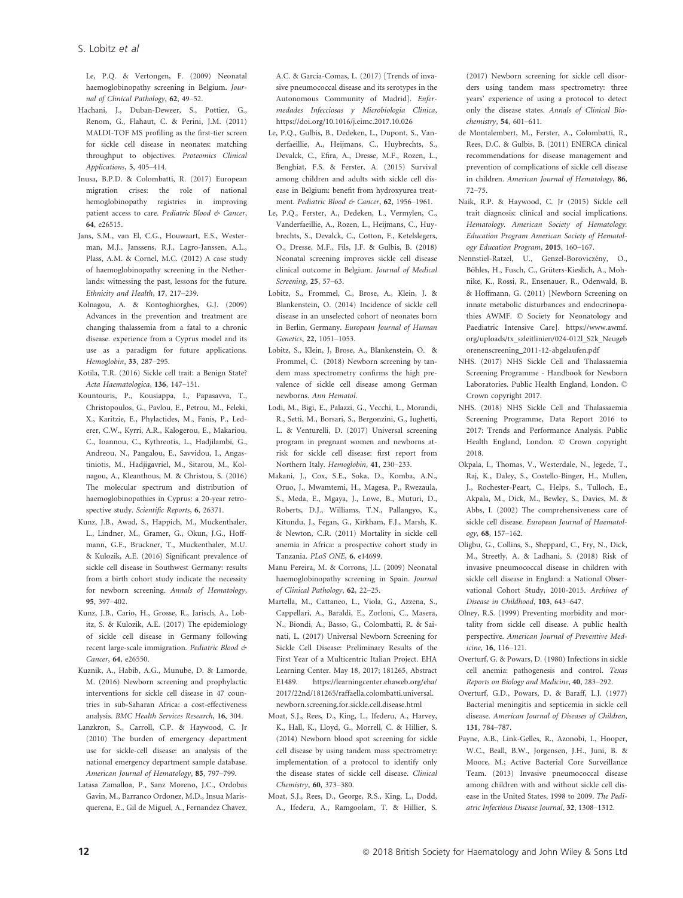Le, P.Q. & Vertongen, F. (2009) Neonatal haemoglobinopathy screening in Belgium. *Journal of Clinical Pathology*, **62**, 49–52.

Hachani, J., Duban-Deweer, S., Pottiez, G., Renom, G., Flahaut, C. & Perini, J.M. (2011) MALDI-TOF MS profiling as the first-tier screen for sickle cell disease in neonates: matching throughput to objectives. *Proteomics Clinical Applications*, **5**, 405–414.

Inusa, B.P.D. & Colombatti, R. (2017) European migration crises: the role of national hemoglobinopathy registries in improving patient access to care. *Pediatric Blood & Cancer*, **64**, e26515.

Jans, S.M., van El, C.G., Houwaart, E.S., Westerman, M.J., Janssens, R.J., Lagro-Janssen, A.L., Plass, A.M. & Cornel, M.C. (2012) A case study of haemoglobinopathy screening in the Netherlands: witnessing the past, lessons for the future. *Ethnicity and Health*, **17**, 217–239.

Kolnagou, A. & Kontoghiorghes, G.J. (2009) Advances in the prevention and treatment are changing thalassemia from a fatal to a chronic disease. experience from a Cyprus model and its use as a paradigm for future applications. *Hemoglobin*, **33**, 287–295.

Kotila, T.R. (2016) Sickle cell trait: a Benign State? *Acta Haematologica*, **136**, 147–151.

Kountouris, P., Kousiappa, I., Papasavva, T., Christopoulos, G., Pavlou, E., Petrou, M., Feleki, X., Karitzie, E., Phylactides, M., Fanis, P., Lederer, C.W., Kyrri, A.R., Kalogerou, E., Makariou, C., Ioannou, C., Kythreotis, L., Hadjilambi, G., Andreou, N., Pangalou, E., Savvidou, I., Angastiniotis, M., Hadjigavriel, M., Sitarou, M., Kolnagou, A., Kleanthous, M. & Christou, S. (2016) The molecular spectrum and distribution of haemoglobinopathies in Cyprus: a 20-year retrospective study. *Scientific Reports*, **6**, 26371.

Kunz, J.B., Awad, S., Happich, M., Muckenthaler, L., Lindner, M., Gramer, G., Okun, J.G., Hoffmann, G.F., Bruckner, T., Muckenthaler, M.U. & Kulozik, A.E. (2016) Significant prevalence of sickle cell disease in Southwest Germany: results from a birth cohort study indicate the necessity for newborn screening. *Annals of Hematology*, **95**, 397–402.

Kunz, J.B., Cario, H., Grosse, R., Jarisch, A., Lobitz, S. & Kulozik, A.E. (2017) The epidemiology of sickle cell disease in Germany following recent large-scale immigration. *Pediatric Blood & Cancer*, **64**, e26550.

Kuznik, A., Habib, A.G., Munube, D. & Lamorde, M. (2016) Newborn screening and prophylactic interventions for sickle cell disease in 47 countries in sub-Saharan Africa: a cost-effectiveness analysis. *BMC Health Services Research*, **16**, 304.

Lanzkron, S., Carroll, C.P. & Haywood, C. Jr (2010) The burden of emergency department use for sickle-cell disease: an analysis of the national emergency department sample database. *American Journal of Hematology*, **85**, 797–799.

Latasa Zamalloa, P., Sanz Moreno, J.C., Ordobas Gavin, M., Barranco Ordonez, M.D., Insua Marisquerena, E., Gil de Miguel, A., Fernandez Chavez, A.C. & Garcia-Comas, L. (2017) [Trends of invasive pneumococcal disease and its serotypes in the Autonomous Community of Madrid]. *Enfermedades Infecciosas y Microbiologia Clinica*, https://doi.org/10.1016/j.eimc.2017.10.026

Le, P.Q., Gulbis, B., Dedeken, L., Dupont, S., Vanderfaeillie, A., Heijmans, C., Huybrechts, S., Devalck, C., Efira, A., Dresse, M.F., Rozen, L., Benghiat, F.S. & Ferster, A. (2015) Survival among children and adults with sickle cell disease in Belgium: benefit from hydroxyurea treatment. *Pediatric Blood & Cancer*, **62**, 1956–1961.

Le, P.Q., Ferster, A., Dedeken, L., Vermylen, C., Vanderfaeillie, A., Rozen, L., Heijmans, C., Huybrechts, S., Devalck, C., Cotton, F., Ketelslegers, O., Dresse, M.F., Fils, J.F. & Gulbis, B. (2018) Neonatal screening improves sickle cell disease clinical outcome in Belgium. *Journal of Medical Screening*, **25**, 57–63.

Lobitz, S., Frommel, C., Brose, A., Klein, J. & Blankenstein, O. (2014) Incidence of sickle cell disease in an unselected cohort of neonates born in Berlin, Germany. *European Journal of Human Genetics*, **22**, 1051–1053.

Lobitz, S., Klein, J, Brose, A., Blankenstein, O. & Frommel, C. (2018) Newborn screening by tandem mass spectrometry confirms the high prevalence of sickle cell disease among German newborns. *Ann Hematol*.

Lodi, M., Bigi, E., Palazzi, G., Vecchi, L., Morandi, R., Setti, M., Borsari, S., Bergonzini, G., Iughetti, L. & Venturelli, D. (2017) Universal screening program in pregnant women and newborns at-risk for sickle cell disease: first report from Northern Italy. *Hemoglobin*, **41**, 230–233.

Makani, J., Cox, S.E., Soka, D., Komba, A.N., Oruo, J., Mwamtemi, H., Magesa, P., Rwezaula, S., Meda, E., Mgaya, J., Lowe, B., Muturi, D., Roberts, D.J., Williams, T.N., Pallangyo, K., Kitundu, J., Fegan, G., Kirkham, F.J., Marsh, K. & Newton, C.R. (2011) Mortality in sickle cell anemia in Africa: a prospective cohort study in Tanzania. *PLoS ONE*, **6**, e14699.

Manu Pereira, M. & Corrons, J.L. (2009) Neonatal haemoglobinopathy screening in Spain. *Journal of Clinical Pathology*, **62**, 22–25.

Martella, M., Cattaneo, L., Viola, G., Azzena, S., Cappellari, A., Baraldi, E., Zorloni, C., Masera, N., Biondi, A., Basso, G., Colombatti, R. & Sainati, L. (2017) Universal Newborn Screening for Sickle Cell Disease: Preliminary Results of the First Year of a Multicentric Italian Project. EHA Learning Center. May 18, 2017; 181265, Abstract E1489. https://learningcenter.ehaweb.org/eha/2017/22nd/181265/raffaella.colombatti.universal.newborn.screening.for.sickle.cell.disease.html

Moat, S.J., Rees, D., King, L., Ifederu, A., Harvey, K., Hall, K., Lloyd, G., Morrell, C. & Hillier, S. (2014) Newborn blood spot screening for sickle cell disease by using tandem mass spectrometry: implementation of a protocol to identify only the disease states of sickle cell disease. *Clinical Chemistry*, **60**, 373–380.

Moat, S.J., Rees, D., George, R.S., King, L., Dodd, A., Ifederu, A., Ramgoolam, T. & Hillier, S. (2017) Newborn screening for sickle cell disorders using tandem mass spectrometry: three years' experience of using a protocol to detect only the disease states. *Annals of Clinical Biochemistry*, **54**, 601–611.

de Montalembert, M., Ferster, A., Colombatti, R., Rees, D.C. & Gulbis, B. (2011) ENERCA clinical recommendations for disease management and prevention of complications of sickle cell disease in children. *American Journal of Hematology*, **86**, 72–75.

Naik, R.P. & Haywood, C. Jr (2015) Sickle cell trait diagnosis: clinical and social implications. *Hematology. American Society of Hematology. Education Program American Society of Hematology Education Program*, **2015**, 160–167.

Nennstiel-Ratzel, U., Genzel-Boroviczény, O., Böhles, H., Fusch, C., Grüters-Kieslich, A., Mohnike, K., Rossi, R., Ensenauer, R., Odenwald, B. & Hoffmann, G. (2011) [Newborn Screening on innate metabolic disturbances and endocrinopathies AWMF. © Society for Neonatology and Paediatric Intensive Care]. https://www.awmf.org/uploads/tx_szleitlinien/024-012l_S2k_Neugeborenenscreening_2011-12-abgelaufen.pdf

NHS. (2017) NHS Sickle Cell and Thalassaemia Screening Programme - Handbook for Newborn Laboratories. Public Health England, London. © Crown copyright 2017.

NHS. (2018) NHS Sickle Cell and Thalassaemia Screening Programme, Data Report 2016 to 2017: Trends and Performance Analysis. Public Health England, London. © Crown copyright 2018.

Okpala, I., Thomas, V., Westerdale, N., Jegede, T., Raj, K., Daley, S., Costello-Binger, H., Mullen, J., Rochester-Peart, C., Helps, S., Tulloch, E., Akpala, M., Dick, M., Bewley, S., Davies, M. & Abbs, I. (2002) The comprehensiveness care of sickle cell disease. *European Journal of Haematology*, **68**, 157–162.

Oligbu, G., Collins, S., Sheppard, C., Fry, N., Dick, M., Streetly, A. & Ladhani, S. (2018) Risk of invasive pneumococcal disease in children with sickle cell disease in England: a National Observational Cohort Study, 2010-2015. *Archives of Disease in Childhood*, **103**, 643–647.

Olney, R.S. (1999) Preventing morbidity and mortality from sickle cell disease. A public health perspective. *American Journal of Preventive Medicine*, **16**, 116–121.

Overturf, G. & Powars, D. (1980) Infections in sickle cell anemia: pathogenesis and control. *Texas Reports on Biology and Medicine*, **40**, 283–292.

Overturf, G.D., Powars, D. & Baraff, L.J. (1977) Bacterial meningitis and septicemia in sickle cell disease. *American Journal of Diseases of Children*, **131**, 784–787.

Payne, A.B., Link-Gelles, R., Azonobi, I., Hooper, W.C., Beall, B.W., Jorgensen, J.H., Juni, B. & Moore, M.; Active Bacterial Core Surveillance Team. (2013) Invasive pneumococcal disease among children with and without sickle cell disease in the United States, 1998 to 2009. *The Pediatric Infectious Disease Journal*, **32**, 1308–1312.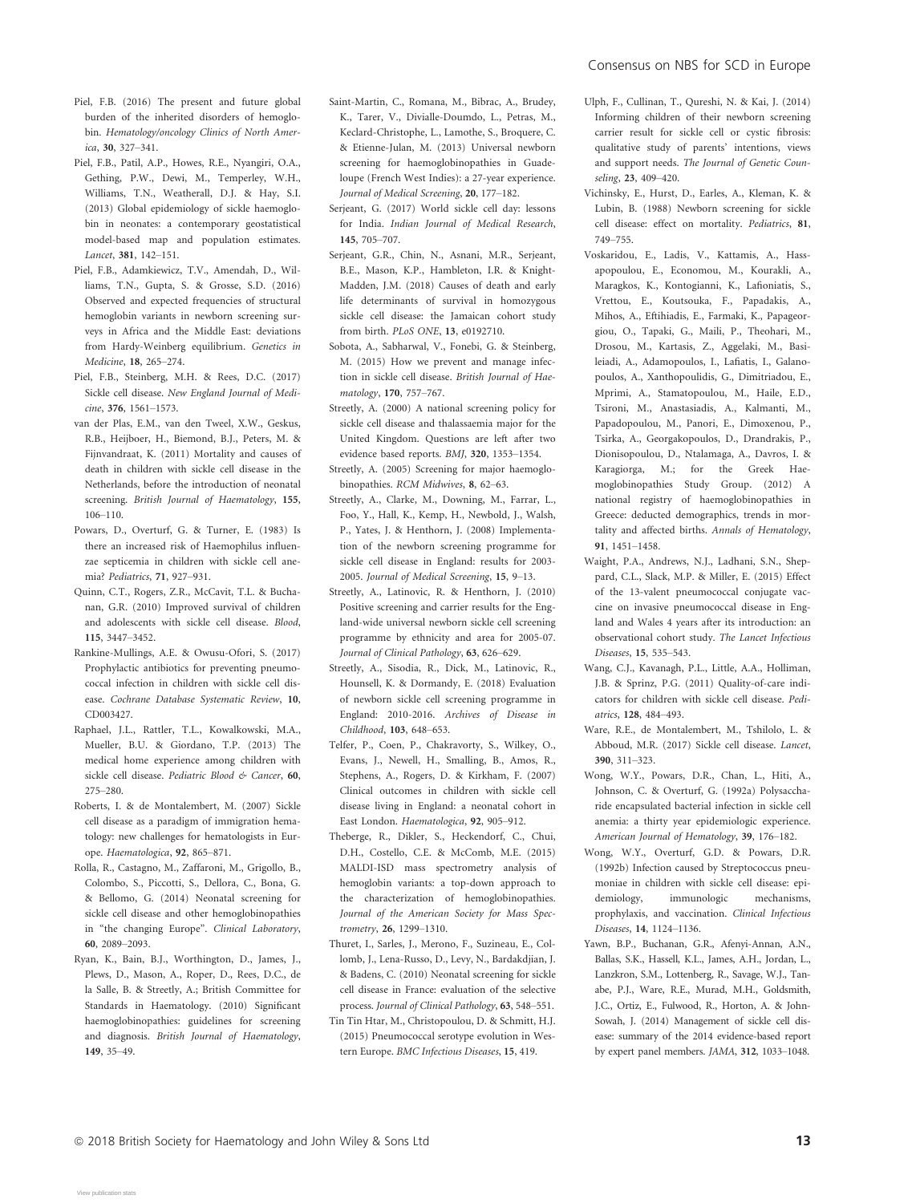Piel, F.B. (2016) The present and future global burden of the inherited disorders of hemoglobin. *Hematology/oncology Clinics of North America*, **30**, 327–341.

Piel, F.B., Patil, A.P., Howes, R.E., Nyangiri, O.A., Gething, P.W., Dewi, M., Temperley, W.H., Williams, T.N., Weatherall, D.J. & Hay, S.I. (2013) Global epidemiology of sickle haemoglobin in neonates: a contemporary geostatistical model-based map and population estimates. *Lancet*, **381**, 142–151.

Piel, F.B., Adamkiewicz, T.V., Amendah, D., Williams, T.N., Gupta, S. & Grosse, S.D. (2016) Observed and expected frequencies of structural hemoglobin variants in newborn screening surveys in Africa and the Middle East: deviations from Hardy-Weinberg equilibrium. *Genetics in Medicine*, **18**, 265–274.

Piel, F.B., Steinberg, M.H. & Rees, D.C. (2017) Sickle cell disease. *New England Journal of Medicine*, **376**, 1561–1573.

van der Plas, E.M., van den Tweel, X.W., Geskus, R.B., Heijboer, H., Biemond, B.J., Peters, M. & Fijnvandraat, K. (2011) Mortality and causes of death in children with sickle cell disease in the Netherlands, before the introduction of neonatal screening. *British Journal of Haematology*, **155**, 106–110.

Powars, D., Overturf, G. & Turner, E. (1983) Is there an increased risk of Haemophilus influenzae septicemia in children with sickle cell anemia? *Pediatrics*, **71**, 927–931.

Quinn, C.T., Rogers, Z.R., McCavit, T.L. & Buchanan, G.R. (2010) Improved survival of children and adolescents with sickle cell disease. *Blood*, **115**, 3447–3452.

Rankine-Mullings, A.E. & Owusu-Ofori, S. (2017) Prophylactic antibiotics for preventing pneumococcal infection in children with sickle cell disease. *Cochrane Database Systematic Review*, **10**, CD003427.

Raphael, J.L., Rattler, T.L., Kowalkowski, M.A., Mueller, B.U. & Giordano, T.P. (2013) The medical home experience among children with sickle cell disease. *Pediatric Blood & Cancer*, **60**, 275–280.

Roberts, I. & de Montalembert, M. (2007) Sickle cell disease as a paradigm of immigration hematology: new challenges for hematologists in Europe. *Haematologica*, **92**, 865–871.

Rolla, R., Castagno, M., Zaffaroni, M., Grigollo, B., Colombo, S., Piccotti, S., Dellora, C., Bona, G. & Bellomo, G. (2014) Neonatal screening for sickle cell disease and other hemoglobinopathies in "the changing Europe". *Clinical Laboratory*, **60**, 2089–2093.

Ryan, K., Bain, B.J., Worthington, D., James, J., Plews, D., Mason, A., Roper, D., Rees, D.C., de la Salle, B. & Streetly, A.; British Committee for Standards in Haematology. (2010) Significant haemoglobinopathies: guidelines for screening and diagnosis. *British Journal of Haematology*, **149**, 35–49.

Saint-Martin, C., Romana, M., Bibrac, A., Brudey, K., Tarer, V., Divialle-Doumdo, L., Petras, M., Keclard-Christophe, L., Lamothe, S., Broquere, C. & Etienne-Julan, M. (2013) Universal newborn screening for haemoglobinopathies in Guadeloupe (French West Indies): a 27-year experience. *Journal of Medical Screening*, **20**, 177–182.

Serjeant, G. (2017) World sickle cell day: lessons for India. *Indian Journal of Medical Research*, **145**, 705–707.

Serjeant, G.R., Chin, N., Asnani, M.R., Serjeant, B.E., Mason, K.P., Hambleton, I.R. & Knight-Madden, J.M. (2018) Causes of death and early life determinants of survival in homozygous sickle cell disease: the Jamaican cohort study from birth. *PLoS ONE*, **13**, e0192710.

Sobota, A., Sabharwal, V., Fonebi, G. & Steinberg, M. (2015) How we prevent and manage infection in sickle cell disease. *British Journal of Haematology*, **170**, 757–767.

Streetly, A. (2000) A national screening policy for sickle cell disease and thalassaemia major for the United Kingdom. Questions are left after two evidence based reports. *BMJ*, **320**, 1353–1354.

Streetly, A. (2005) Screening for major haemoglobinopathies. *RCM Midwives*, **8**, 62–63.

Streetly, A., Clarke, M., Downing, M., Farrar, L., Foo, Y., Hall, K., Kemp, H., Newbold, J., Walsh, P., Yates, J. & Henthorn, J. (2008) Implementation of the newborn screening programme for sickle cell disease in England: results for 2003-2005. *Journal of Medical Screening*, **15**, 9–13.

Streetly, A., Latinovic, R. & Henthorn, J. (2010) Positive screening and carrier results for the England-wide universal newborn sickle cell screening programme by ethnicity and area for 2005-07. *Journal of Clinical Pathology*, **63**, 626–629.

Streetly, A., Sisodia, R., Dick, M., Latinovic, R., Hounsell, K. & Dormandy, E. (2018) Evaluation of newborn sickle cell screening programme in England: 2010-2016. *Archives of Disease in Childhood*, **103**, 648–653.

Telfer, P., Coen, P., Chakravorty, S., Wilkey, O., Evans, J., Newell, H., Smalling, B., Amos, R., Stephens, A., Rogers, D. & Kirkham, F. (2007) Clinical outcomes in children with sickle cell disease living in England: a neonatal cohort in East London. *Haematologica*, **92**, 905–912.

Theberge, R., Dikler, S., Heckendorf, C., Chui, D.H., Costello, C.E. & McComb, M.E. (2015) MALDI-ISD mass spectrometry analysis of hemoglobin variants: a top-down approach to the characterization of hemoglobinopathies. *Journal of the American Society for Mass Spectrometry*, **26**, 1299–1310.

Thuret, I., Sarles, J., Merono, F., Suzineau, E., Collomb, J., Lena-Russo, D., Levy, N., Bardakdjian, J. & Badens, C. (2010) Neonatal screening for sickle cell disease in France: evaluation of the selective process. *Journal of Clinical Pathology*, **63**, 548–551.

Tin Tin Htar, M., Christopoulou, D. & Schmitt, H.J. (2015) Pneumococcal serotype evolution in Western Europe. *BMC Infectious Diseases*, **15**, 419.

Ulph, F., Cullinan, T., Qureshi, N. & Kai, J. (2014) Informing children of their newborn screening carrier result for sickle cell or cystic fibrosis: qualitative study of parents' intentions, views and support needs. *The Journal of Genetic Counseling*, **23**, 409–420.

Vichinsky, E., Hurst, D., Earles, A., Kleman, K. & Lubin, B. (1988) Newborn screening for sickle cell disease: effect on mortality. *Pediatrics*, **81**, 749–755.

Voskaridou, E., Ladis, V., Kattamis, A., Hassapopoulou, E., Economou, M., Kourakli, A., Maragkos, K., Kontogianni, K., Lafioniatis, S., Vrettou, E., Koutsouka, F., Papadakis, A., Mihos, A., Eftihiadis, E., Farmaki, K., Papageorgiou, O., Tapaki, G., Maili, P., Theohari, M., Drosou, M., Kartasis, Z., Aggelaki, M., Basileiadi, A., Adamopoulos, I., Lafiatis, I., Galanopoulos, A., Xanthopoulidis, G., Dimitriadou, E., Mprimi, A., Stamatopoulou, M., Haile, E.D., Tsironi, M., Anastasiadis, A., Kalmanti, M., Papadopoulou, M., Panori, E., Dimoxenou, P., Tsirka, A., Georgakopoulos, D., Drandrakis, P., Dionisopoulou, D., Ntalamaga, A., Davros, I. & Karagiorga, M.; for the Greek Haemoglobinopathies Study Group. (2012) A national registry of haemoglobinopathies in Greece: deducted demographics, trends in mortality and affected births. *Annals of Hematology*, **91**, 1451–1458.

Waight, P.A., Andrews, N.J., Ladhani, S.N., Sheppard, C.L., Slack, M.P. & Miller, E. (2015) Effect of the 13-valent pneumococcal conjugate vaccine on invasive pneumococcal disease in England and Wales 4 years after its introduction: an observational cohort study. *The Lancet Infectious Diseases*, **15**, 535–543.

Wang, C.J., Kavanagh, P.L., Little, A.A., Holliman, J.B. & Sprinz, P.G. (2011) Quality-of-care indicators for children with sickle cell disease. *Pediatrics*, **128**, 484–493.

Ware, R.E., de Montalembert, M., Tshilolo, L. & Abboud, M.R. (2017) Sickle cell disease. *Lancet*, **390**, 311–323.

Wong, W.Y., Powars, D.R., Chan, L., Hiti, A., Johnson, C. & Overturf, G. (1992a) Polysaccharide encapsulated bacterial infection in sickle cell anemia: a thirty year epidemiologic experience. *American Journal of Hematology*, **39**, 176–182.

Wong, W.Y., Overturf, G.D. & Powars, D.R. (1992b) Infection caused by Streptococcus pneumoniae in children with sickle cell disease: epidemiology, immunologic mechanisms, prophylaxis, and vaccination. *Clinical Infectious Diseases*, **14**, 1124–1136.

Yawn, B.P., Buchanan, G.R., Afenyi-Annan, A.N., Ballas, S.K., Hassell, K.L., James, A.H., Jordan, L., Lanzkron, S.M., Lottenberg, R., Savage, W.J., Tanabe, P.J., Ware, R.E., Murad, M.H., Goldsmith, J.C., Ortiz, E., Fulwood, R., Horton, A. & John-Sowah, J. (2014) Management of sickle cell disease: summary of the 2014 evidence-based report by expert panel members. *JAMA*, **312**, 1033–1048.